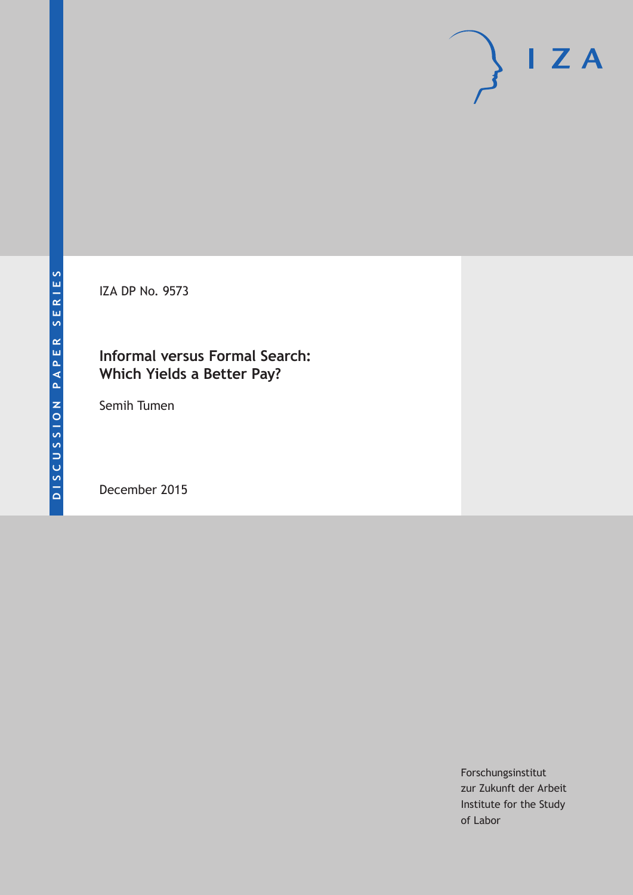DISCUSSION PAPER SERIES

IZA

IZA DP No. 9573

# Informal versus Formal Search: Which Yields a Better Pay?

Semih Tumen

December 2015

Forschungsinstitut
zur Zukunft der Arbeit
Institute for the Study
of Labor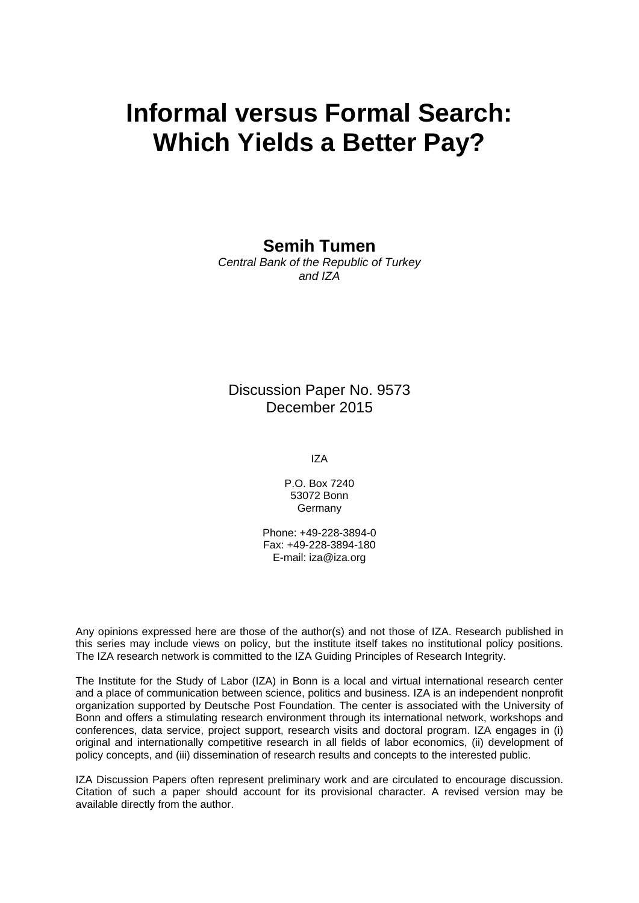# Informal versus Formal Search: Which Yields a Better Pay?

**Semih Tumen**
*Central Bank of the Republic of Turkey and IZA*

Discussion Paper No. 9573
December 2015

IZA

P.O. Box 7240
53072 Bonn
Germany

Phone: +49-228-3894-0
Fax: +49-228-3894-180
E-mail: iza@iza.org

Any opinions expressed here are those of the author(s) and not those of IZA. Research published in this series may include views on policy, but the institute itself takes no institutional policy positions. The IZA research network is committed to the IZA Guiding Principles of Research Integrity.

The Institute for the Study of Labor (IZA) in Bonn is a local and virtual international research center and a place of communication between science, politics and business. IZA is an independent nonprofit organization supported by Deutsche Post Foundation. The center is associated with the University of Bonn and offers a stimulating research environment through its international network, workshops and conferences, data service, project support, research visits and doctoral program. IZA engages in (i) original and internationally competitive research in all fields of labor economics, (ii) development of policy concepts, and (iii) dissemination of research results and concepts to the interested public.

IZA Discussion Papers often represent preliminary work and are circulated to encourage discussion. Citation of such a paper should account for its provisional character. A revised version may be available directly from the author.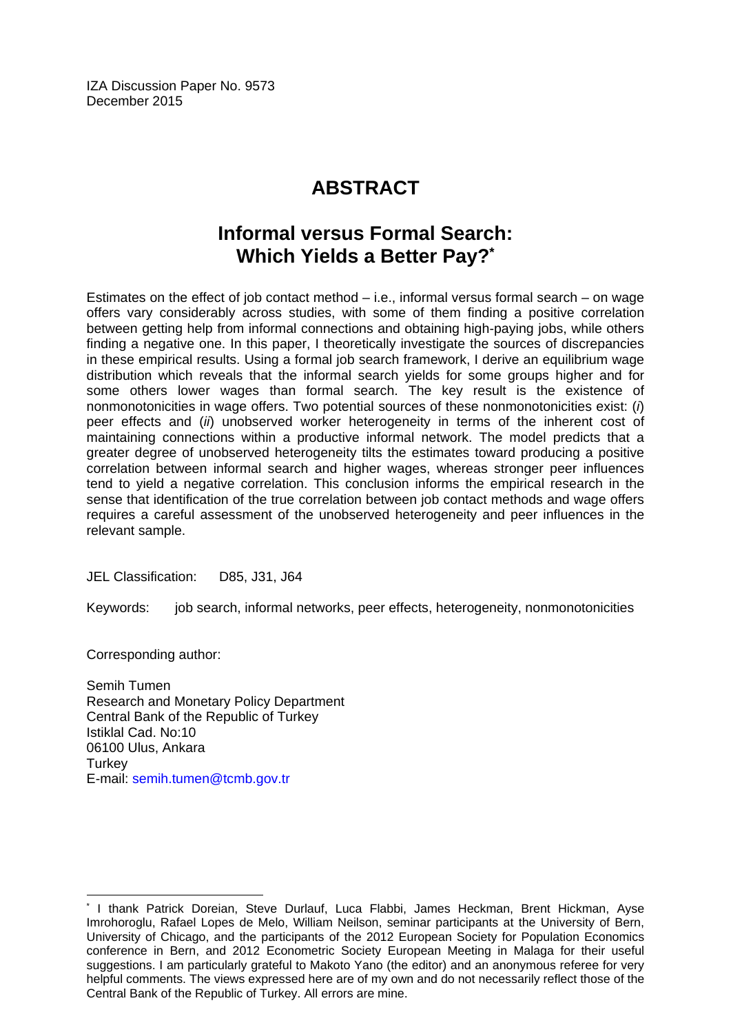IZA Discussion Paper No. 9573
December 2015

# ABSTRACT

## Informal versus Formal Search: Which Yields a Better Pay?*

Estimates on the effect of job contact method – i.e., informal versus formal search – on wage offers vary considerably across studies, with some of them finding a positive correlation between getting help from informal connections and obtaining high-paying jobs, while others finding a negative one. In this paper, I theoretically investigate the sources of discrepancies in these empirical results. Using a formal job search framework, I derive an equilibrium wage distribution which reveals that the informal search yields for some groups higher and for some others lower wages than formal search. The key result is the existence of nonmonotonicities in wage offers. Two potential sources of these nonmonotonicities exist: (*i*) peer effects and (*ii*) unobserved worker heterogeneity in terms of the inherent cost of maintaining connections within a productive informal network. The model predicts that a greater degree of unobserved heterogeneity tilts the estimates toward producing a positive correlation between informal search and higher wages, whereas stronger peer influences tend to yield a negative correlation. This conclusion informs the empirical research in the sense that identification of the true correlation between job contact methods and wage offers requires a careful assessment of the unobserved heterogeneity and peer influences in the relevant sample.

JEL Classification: D85, J31, J64

Keywords: job search, informal networks, peer effects, heterogeneity, nonmonotonicities

Corresponding author:

Semih Tumen
Research and Monetary Policy Department
Central Bank of the Republic of Turkey
Istiklal Cad. No:10
06100 Ulus, Ankara
Turkey
E-mail: semih.tumen@tcmb.gov.tr

---

* I thank Patrick Doreian, Steve Durlauf, Luca Flabbi, James Heckman, Brent Hickman, Ayse Imrohoroglu, Rafael Lopes de Melo, William Neilson, seminar participants at the University of Bern, University of Chicago, and the participants of the 2012 European Society for Population Economics conference in Bern, and 2012 Econometric Society European Meeting in Malaga for their useful suggestions. I am particularly grateful to Makoto Yano (the editor) and an anonymous referee for very helpful comments. The views expressed here are of my own and do not necessarily reflect those of the Central Bank of the Republic of Turkey. All errors are mine.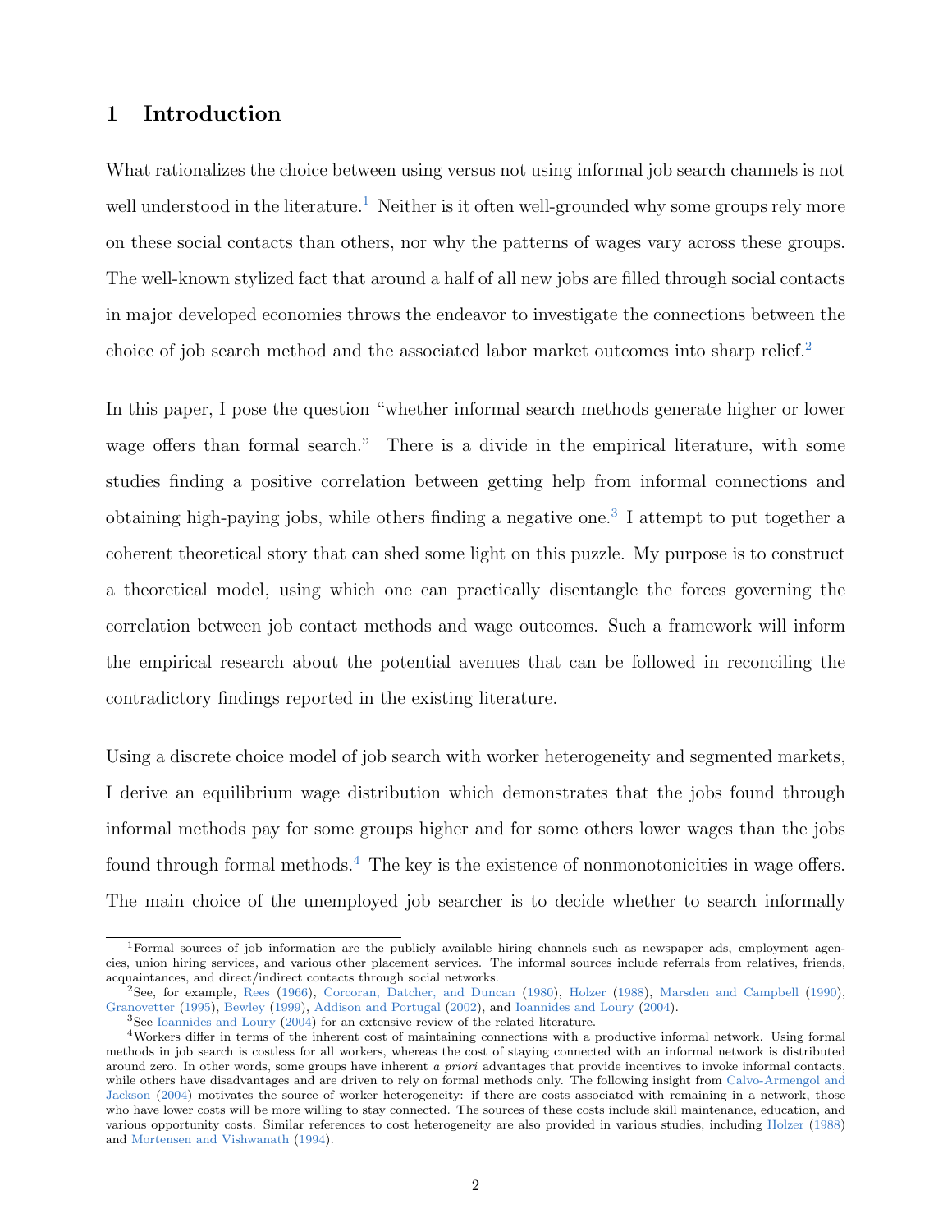# 1 Introduction

What rationalizes the choice between using versus not using informal job search channels is not well understood in the literature.[1] Neither is it often well-grounded why some groups rely more on these social contacts than others, nor why the patterns of wages vary across these groups. The well-known stylized fact that around a half of all new jobs are filled through social contacts in major developed economies throws the endeavor to investigate the connections between the choice of job search method and the associated labor market outcomes into sharp relief.[2]

In this paper, I pose the question "whether informal search methods generate higher or lower wage offers than formal search." There is a divide in the empirical literature, with some studies finding a positive correlation between getting help from informal connections and obtaining high-paying jobs, while others finding a negative one.[3] I attempt to put together a coherent theoretical story that can shed some light on this puzzle. My purpose is to construct a theoretical model, using which one can practically disentangle the forces governing the correlation between job contact methods and wage outcomes. Such a framework will inform the empirical research about the potential avenues that can be followed in reconciling the contradictory findings reported in the existing literature.

Using a discrete choice model of job search with worker heterogeneity and segmented markets, I derive an equilibrium wage distribution which demonstrates that the jobs found through informal methods pay for some groups higher and for some others lower wages than the jobs found through formal methods.[4] The key is the existence of nonmonotonicities in wage offers. The main choice of the unemployed job searcher is to decide whether to search informally

---

[1] Formal sources of job information are the publicly available hiring channels such as newspaper ads, employment agencies, union hiring services, and various other placement services. The informal sources include referrals from relatives, friends, acquaintances, and direct/indirect contacts through social networks.

[2] See, for example, Rees (1966), Corcoran, Datcher, and Duncan (1980), Holzer (1988), Marsden and Campbell (1990), Granovetter (1995), Bewley (1999), Addison and Portugal (2002), and Ioannides and Loury (2004).

[3] See Ioannides and Loury (2004) for an extensive review of the related literature.

[4] Workers differ in terms of the inherent cost of maintaining connections with a productive informal network. Using formal methods in job search is costless for all workers, whereas the cost of staying connected with an informal network is distributed around zero. In other words, some groups have inherent *a priori* advantages that provide incentives to invoke informal contacts, while others have disadvantages and are driven to rely on formal methods only. The following insight from Calvo-Armengol and Jackson (2004) motivates the source of worker heterogeneity: if there are costs associated with remaining in a network, those who have lower costs will be more willing to stay connected. The sources of these costs include skill maintenance, education, and various opportunity costs. Similar references to cost heterogeneity are also provided in various studies, including Holzer (1988) and Mortensen and Vishwanath (1994).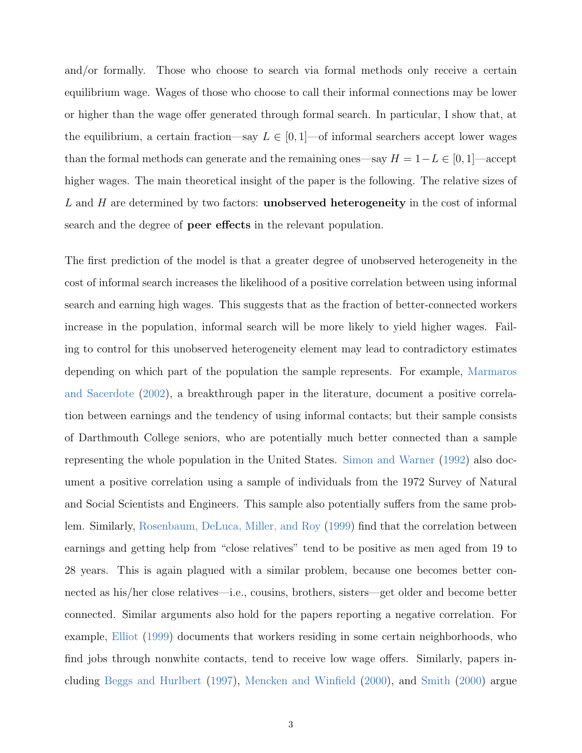and/or formally. Those who choose to search via formal methods only receive a certain equilibrium wage. Wages of those who choose to call their informal connections may be lower or higher than the wage offer generated through formal search. In particular, I show that, at the equilibrium, a certain fraction—say $L \in [0, 1]$—of informal searchers accept lower wages than the formal methods can generate and the remaining ones—say $H = 1 - L \in [0, 1]$—accept higher wages. The main theoretical insight of the paper is the following. The relative sizes of $L$ and $H$ are determined by two factors: **unobserved heterogeneity** in the cost of informal search and the degree of **peer effects** in the relevant population.

The first prediction of the model is that a greater degree of unobserved heterogeneity in the cost of informal search increases the likelihood of a positive correlation between using informal search and earning high wages. This suggests that as the fraction of better-connected workers increase in the population, informal search will be more likely to yield higher wages. Failing to control for this unobserved heterogeneity element may lead to contradictory estimates depending on which part of the population the sample represents. For example, Marmaros and Sacerdote (2002), a breakthrough paper in the literature, document a positive correlation between earnings and the tendency of using informal contacts; but their sample consists of Darthmouth College seniors, who are potentially much better connected than a sample representing the whole population in the United States. Simon and Warner (1992) also document a positive correlation using a sample of individuals from the 1972 Survey of Natural and Social Scientists and Engineers. This sample also potentially suffers from the same problem. Similarly, Rosenbaum, DeLuca, Miller, and Roy (1999) find that the correlation between earnings and getting help from "close relatives" tend to be positive as men aged from 19 to 28 years. This is again plagued with a similar problem, because one becomes better connected as his/her close relatives—i.e., cousins, brothers, sisters—get older and become better connected. Similar arguments also hold for the papers reporting a negative correlation. For example, Elliot (1999) documents that workers residing in some certain neighborhoods, who find jobs through nonwhite contacts, tend to receive low wage offers. Similarly, papers including Beggs and Hurlbert (1997), Mencken and Winfield (2000), and Smith (2000) argue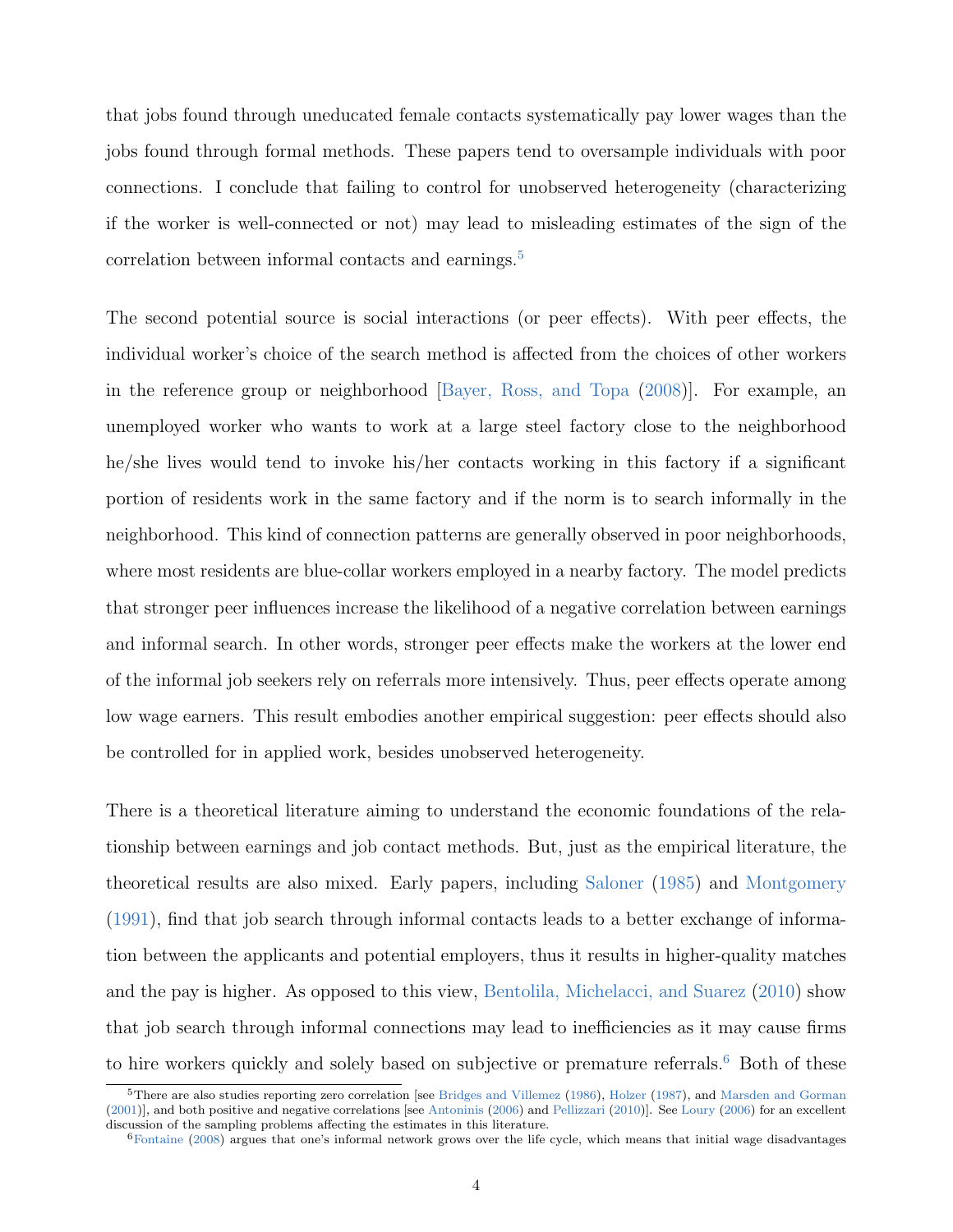that jobs found through uneducated female contacts systematically pay lower wages than the jobs found through formal methods. These papers tend to oversample individuals with poor connections. I conclude that failing to control for unobserved heterogeneity (characterizing if the worker is well-connected or not) may lead to misleading estimates of the sign of the correlation between informal contacts and earnings.[5]

The second potential source is social interactions (or peer effects). With peer effects, the individual worker's choice of the search method is affected from the choices of other workers in the reference group or neighborhood [Bayer, Ross, and Topa (2008)]. For example, an unemployed worker who wants to work at a large steel factory close to the neighborhood he/she lives would tend to invoke his/her contacts working in this factory if a significant portion of residents work in the same factory and if the norm is to search informally in the neighborhood. This kind of connection patterns are generally observed in poor neighborhoods, where most residents are blue-collar workers employed in a nearby factory. The model predicts that stronger peer influences increase the likelihood of a negative correlation between earnings and informal search. In other words, stronger peer effects make the workers at the lower end of the informal job seekers rely on referrals more intensively. Thus, peer effects operate among low wage earners. This result embodies another empirical suggestion: peer effects should also be controlled for in applied work, besides unobserved heterogeneity.

There is a theoretical literature aiming to understand the economic foundations of the relationship between earnings and job contact methods. But, just as the empirical literature, the theoretical results are also mixed. Early papers, including Saloner (1985) and Montgomery (1991), find that job search through informal contacts leads to a better exchange of information between the applicants and potential employers, thus it results in higher-quality matches and the pay is higher. As opposed to this view, Bentolila, Michelacci, and Suarez (2010) show that job search through informal connections may lead to inefficiencies as it may cause firms to hire workers quickly and solely based on subjective or premature referrals.[6] Both of these

[5] There are also studies reporting zero correlation [see Bridges and Villemez (1986), Holzer (1987), and Marsden and Gorman (2001)], and both positive and negative correlations [see Antoninis (2006) and Pellizzari (2010)]. See Loury (2006) for an excellent discussion of the sampling problems affecting the estimates in this literature.

[6] Fontaine (2008) argues that one's informal network grows over the life cycle, which means that initial wage disadvantages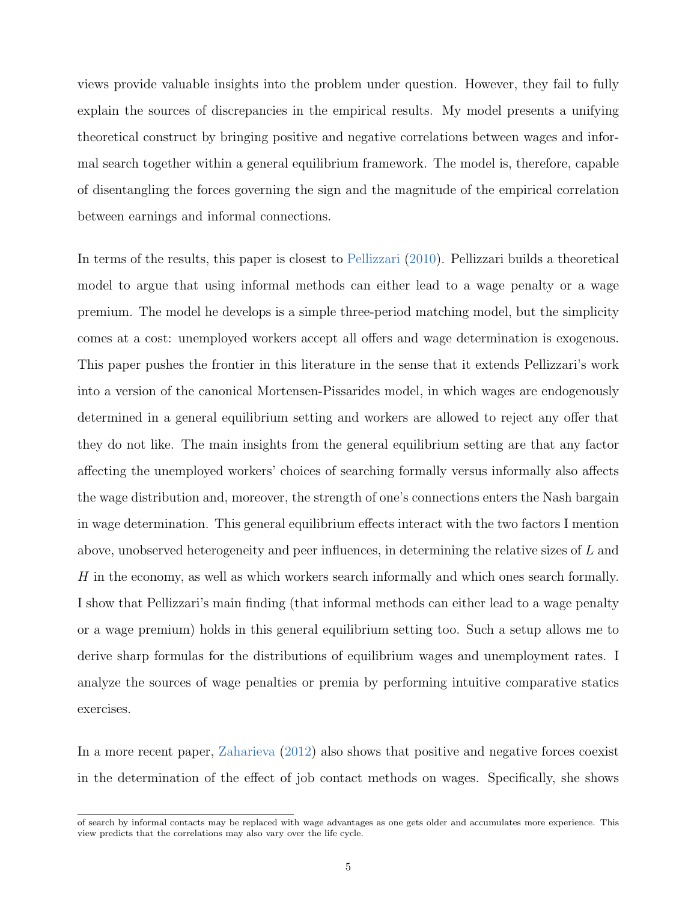views provide valuable insights into the problem under question. However, they fail to fully explain the sources of discrepancies in the empirical results. My model presents a unifying theoretical construct by bringing positive and negative correlations between wages and informal search together within a general equilibrium framework. The model is, therefore, capable of disentangling the forces governing the sign and the magnitude of the empirical correlation between earnings and informal connections.

In terms of the results, this paper is closest to Pellizzari (2010). Pellizzari builds a theoretical model to argue that using informal methods can either lead to a wage penalty or a wage premium. The model he develops is a simple three-period matching model, but the simplicity comes at a cost: unemployed workers accept all offers and wage determination is exogenous. This paper pushes the frontier in this literature in the sense that it extends Pellizzari's work into a version of the canonical Mortensen-Pissarides model, in which wages are endogenously determined in a general equilibrium setting and workers are allowed to reject any offer that they do not like. The main insights from the general equilibrium setting are that any factor affecting the unemployed workers' choices of searching formally versus informally also affects the wage distribution and, moreover, the strength of one's connections enters the Nash bargain in wage determination. This general equilibrium effects interact with the two factors I mention above, unobserved heterogeneity and peer influences, in determining the relative sizes of $L$ and $H$ in the economy, as well as which workers search informally and which ones search formally. I show that Pellizzari's main finding (that informal methods can either lead to a wage penalty or a wage premium) holds in this general equilibrium setting too. Such a setup allows me to derive sharp formulas for the distributions of equilibrium wages and unemployment rates. I analyze the sources of wage penalties or premia by performing intuitive comparative statics exercises.

In a more recent paper, Zaharieva (2012) also shows that positive and negative forces coexist in the determination of the effect of job contact methods on wages. Specifically, she shows

of search by informal contacts may be replaced with wage advantages as one gets older and accumulates more experience. This view predicts that the correlations may also vary over the life cycle.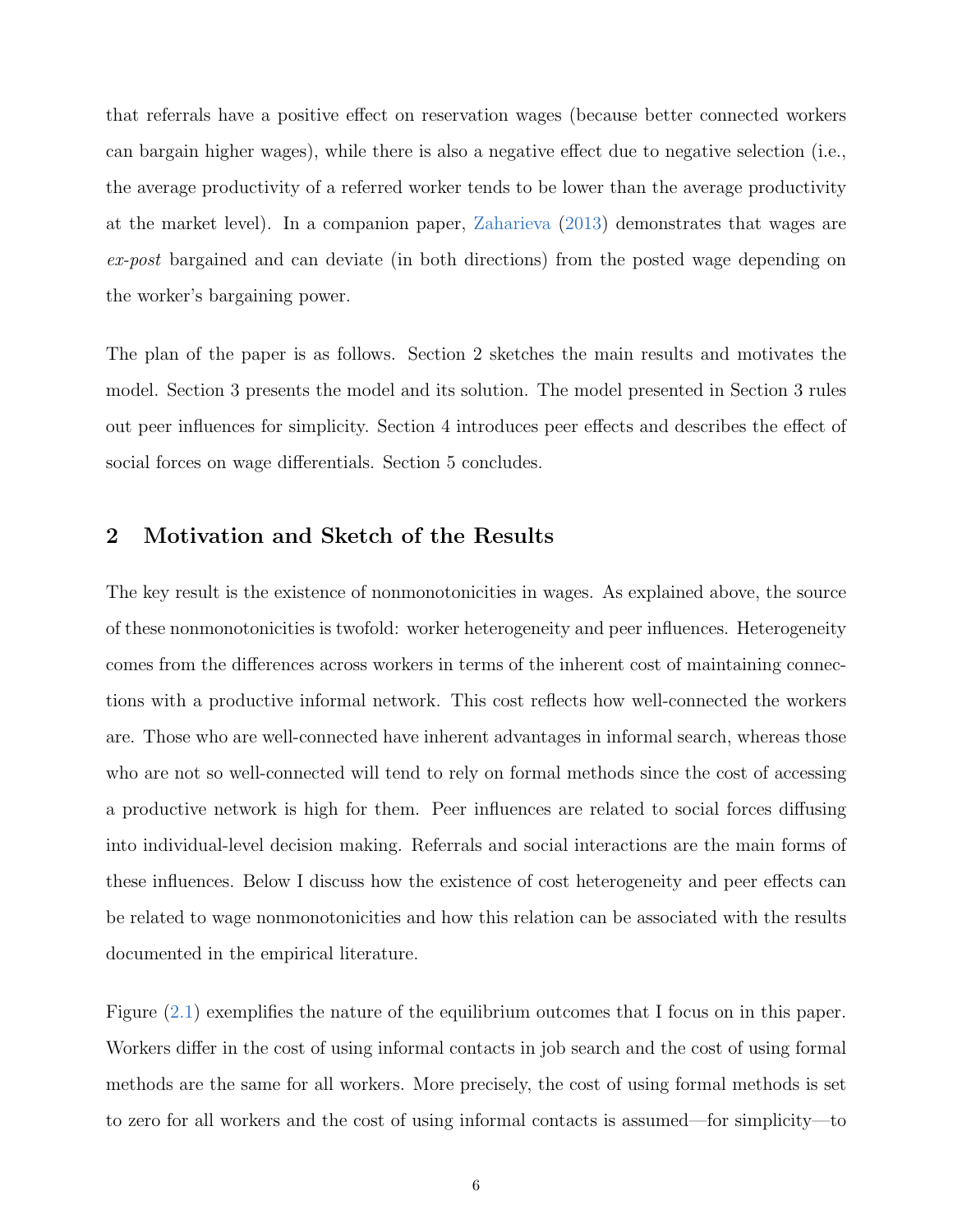that referrals have a positive effect on reservation wages (because better connected workers can bargain higher wages), while there is also a negative effect due to negative selection (i.e., the average productivity of a referred worker tends to be lower than the average productivity at the market level). In a companion paper, Zaharieva (2013) demonstrates that wages are *ex-post* bargained and can deviate (in both directions) from the posted wage depending on the worker's bargaining power.

The plan of the paper is as follows. Section 2 sketches the main results and motivates the model. Section 3 presents the model and its solution. The model presented in Section 3 rules out peer influences for simplicity. Section 4 introduces peer effects and describes the effect of social forces on wage differentials. Section 5 concludes.

## 2 Motivation and Sketch of the Results

The key result is the existence of nonmonotonicities in wages. As explained above, the source of these nonmonotonicities is twofold: worker heterogeneity and peer influences. Heterogeneity comes from the differences across workers in terms of the inherent cost of maintaining connections with a productive informal network. This cost reflects how well-connected the workers are. Those who are well-connected have inherent advantages in informal search, whereas those who are not so well-connected will tend to rely on formal methods since the cost of accessing a productive network is high for them. Peer influences are related to social forces diffusing into individual-level decision making. Referrals and social interactions are the main forms of these influences. Below I discuss how the existence of cost heterogeneity and peer effects can be related to wage nonmonotonicities and how this relation can be associated with the results documented in the empirical literature.

Figure (2.1) exemplifies the nature of the equilibrium outcomes that I focus on in this paper. Workers differ in the cost of using informal contacts in job search and the cost of using formal methods are the same for all workers. More precisely, the cost of using formal methods is set to zero for all workers and the cost of using informal contacts is assumed—for simplicity—to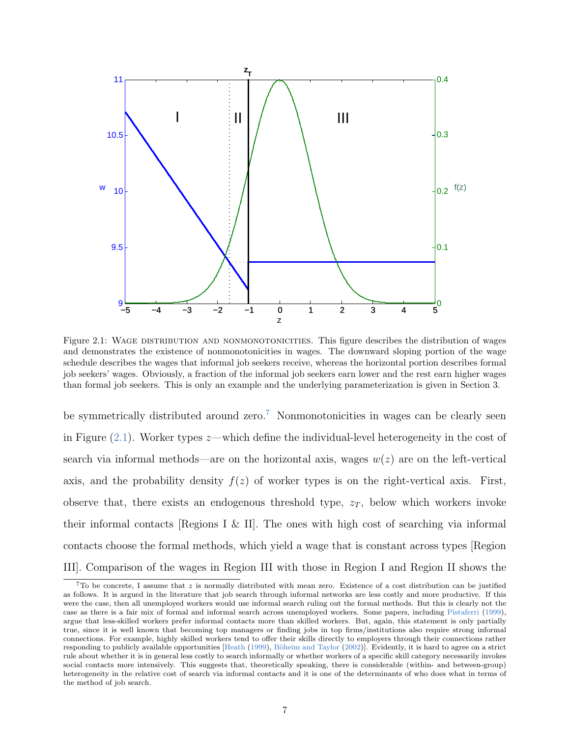Figure 2.1: Wage distribution and nonmonotonicities. This figure describes the distribution of wages and demonstrates the existence of nonmonotonicities in wages. The downward sloping portion of the wage schedule describes the wages that informal job seekers receive, whereas the horizontal portion describes formal job seekers' wages. Obviously, a fraction of the informal job seekers earn lower and the rest earn higher wages than formal job seekers. This is only an example and the underlying parameterization is given in Section 3.

be symmetrically distributed around zero.[7] Nonmonotonicities in wages can be clearly seen in Figure (2.1). Worker types $z$—which define the individual-level heterogeneity in the cost of search via informal methods—are on the horizontal axis, wages $w(z)$ are on the left-vertical axis, and the probability density $f(z)$ of worker types is on the right-vertical axis. First, observe that, there exists an endogenous threshold type, $z_T$, below which workers invoke their informal contacts [Regions I & II]. The ones with high cost of searching via informal contacts choose the formal methods, which yield a wage that is constant across types [Region III]. Comparison of the wages in Region III with those in Region I and Region II shows the

[7] To be concrete, I assume that $z$ is normally distributed with mean zero. Existence of a cost distribution can be justified as follows. It is argued in the literature that job search through informal networks are less costly and more productive. If this were the case, then all unemployed workers would use informal search ruling out the formal methods. But this is clearly not the case as there is a fair mix of formal and informal search across unemployed workers. Some papers, including Pistaferri (1999), argue that less-skilled workers prefer informal contacts more than skilled workers. But, again, this statement is only partially true, since it is well known that becoming top managers or finding jobs in top firms/institutions also require strong informal connections. For example, highly skilled workers tend to offer their skills directly to employers through their connections rather responding to publicly available opportunities [Heath (1999), Böheim and Taylor (2002)]. Evidently, it is hard to agree on a strict rule about whether it is in general less costly to search informally or whether workers of a specific skill category necessarily invokes social contacts more intensively. This suggests that, theoretically speaking, there is considerable (within- and between-group) heterogeneity in the relative cost of search via informal contacts and it is one of the determinants of who does what in terms of the method of job search.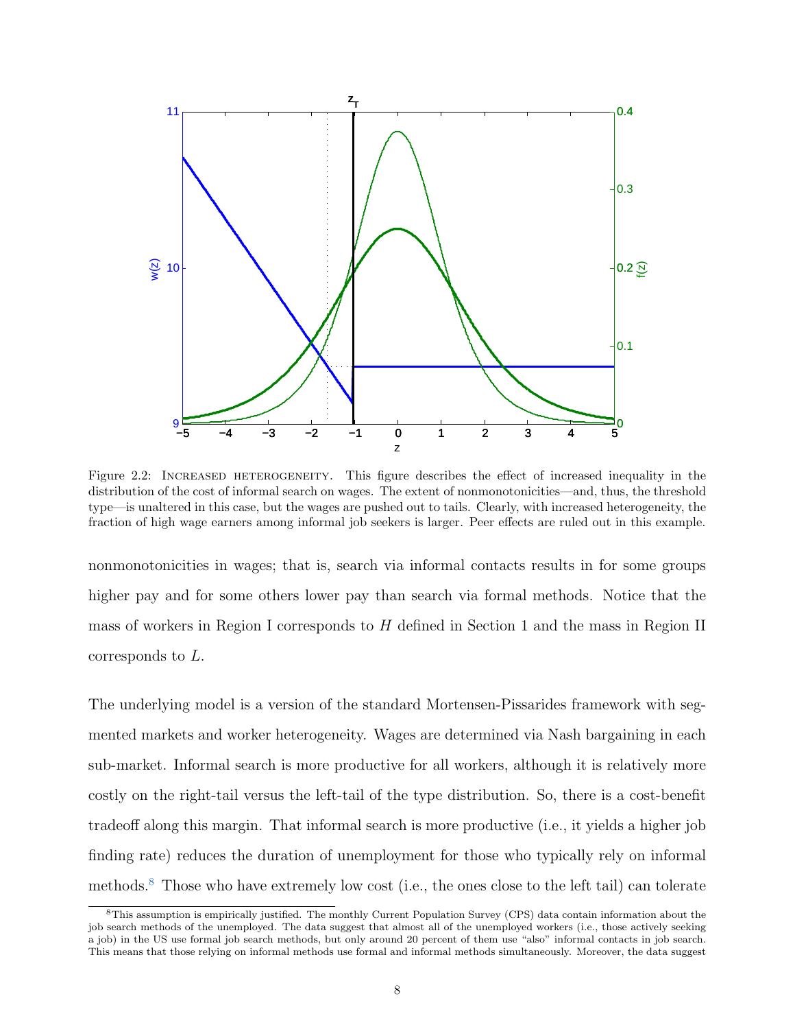Figure 2.2: INCREASED HETEROGENEITY. This figure describes the effect of increased inequality in the distribution of the cost of informal search on wages. The extent of nonmonotonicities—and, thus, the threshold type—is unaltered in this case, but the wages are pushed out to tails. Clearly, with increased heterogeneity, the fraction of high wage earners among informal job seekers is larger. Peer effects are ruled out in this example.

nonmonotonicities in wages; that is, search via informal contacts results in for some groups higher pay and for some others lower pay than search via formal methods. Notice that the mass of workers in Region I corresponds to $H$ defined in Section 1 and the mass in Region II corresponds to $L$.

The underlying model is a version of the standard Mortensen-Pissarides framework with segmented markets and worker heterogeneity. Wages are determined via Nash bargaining in each sub-market. Informal search is more productive for all workers, although it is relatively more costly on the right-tail versus the left-tail of the type distribution. So, there is a cost-benefit tradeoff along this margin. That informal search is more productive (i.e., it yields a higher job finding rate) reduces the duration of unemployment for those who typically rely on informal methods.[8] Those who have extremely low cost (i.e., the ones close to the left tail) can tolerate

[8] This assumption is empirically justified. The monthly Current Population Survey (CPS) data contain information about the job search methods of the unemployed. The data suggest that almost all of the unemployed workers (i.e., those actively seeking a job) in the US use formal job search methods, but only around 20 percent of them use "also" informal contacts in job search. This means that those relying on informal methods use formal and informal methods simultaneously. Moreover, the data suggest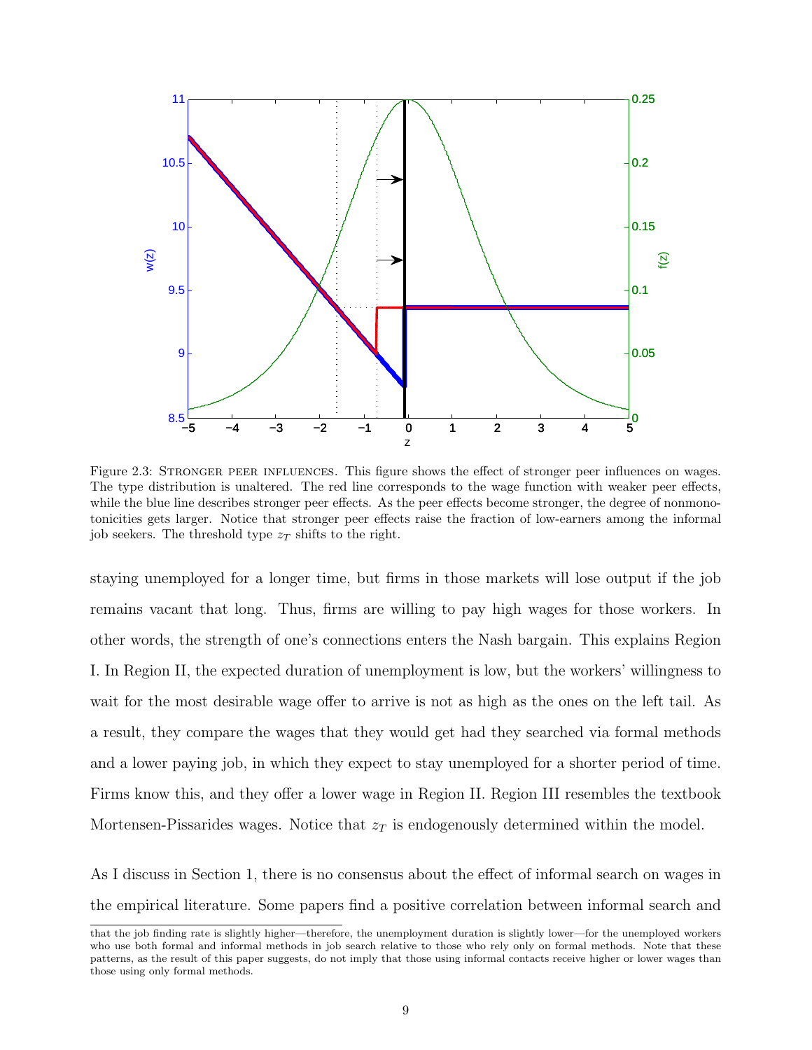Figure 2.3: Stronger peer influences. This figure shows the effect of stronger peer influences on wages. The type distribution is unaltered. The red line corresponds to the wage function with weaker peer effects, while the blue line describes stronger peer effects. As the peer effects become stronger, the degree of nonmonotonicities gets larger. Notice that stronger peer effects raise the fraction of low-earners among the informal job seekers. The threshold type $z_T$ shifts to the right.

staying unemployed for a longer time, but firms in those markets will lose output if the job remains vacant that long. Thus, firms are willing to pay high wages for those workers. In other words, the strength of one's connections enters the Nash bargain. This explains Region I. In Region II, the expected duration of unemployment is low, but the workers' willingness to wait for the most desirable wage offer to arrive is not as high as the ones on the left tail. As a result, they compare the wages that they would get had they searched via formal methods and a lower paying job, in which they expect to stay unemployed for a shorter period of time. Firms know this, and they offer a lower wage in Region II. Region III resembles the textbook Mortensen-Pissarides wages. Notice that $z_T$ is endogenously determined within the model.

As I discuss in Section 1, there is no consensus about the effect of informal search on wages in the empirical literature. Some papers find a positive correlation between informal search and

that the job finding rate is slightly higher—therefore, the unemployment duration is slightly lower—for the unemployed workers who use both formal and informal methods in job search relative to those who rely only on formal methods. Note that these patterns, as the result of this paper suggests, do not imply that those using informal contacts receive higher or lower wages than those using only formal methods.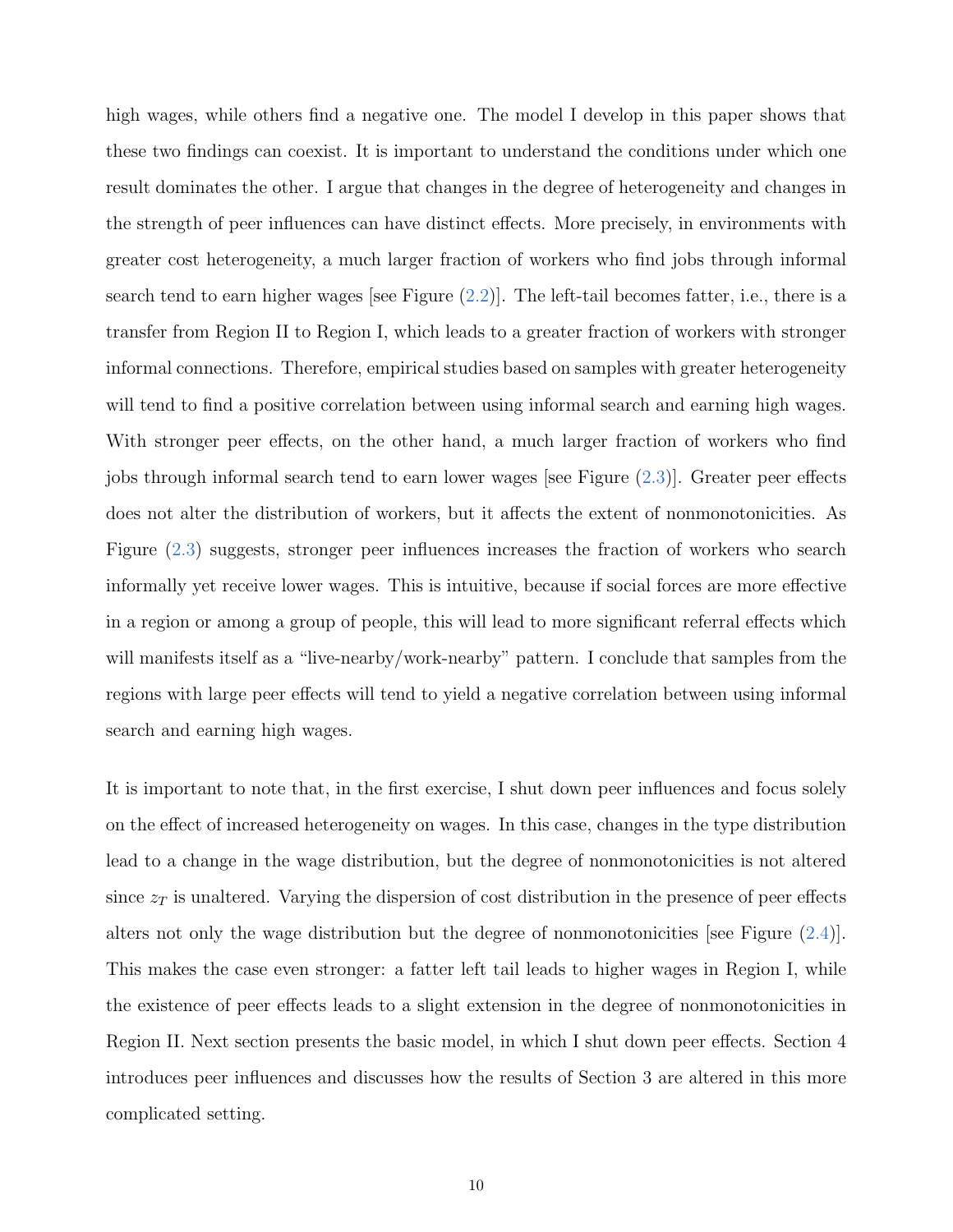high wages, while others find a negative one. The model I develop in this paper shows that these two findings can coexist. It is important to understand the conditions under which one result dominates the other. I argue that changes in the degree of heterogeneity and changes in the strength of peer influences can have distinct effects. More precisely, in environments with greater cost heterogeneity, a much larger fraction of workers who find jobs through informal search tend to earn higher wages [see Figure (2.2)]. The left-tail becomes fatter, i.e., there is a transfer from Region II to Region I, which leads to a greater fraction of workers with stronger informal connections. Therefore, empirical studies based on samples with greater heterogeneity will tend to find a positive correlation between using informal search and earning high wages. With stronger peer effects, on the other hand, a much larger fraction of workers who find jobs through informal search tend to earn lower wages [see Figure (2.3)]. Greater peer effects does not alter the distribution of workers, but it affects the extent of nonmonotonicities. As Figure (2.3) suggests, stronger peer influences increases the fraction of workers who search informally yet receive lower wages. This is intuitive, because if social forces are more effective in a region or among a group of people, this will lead to more significant referral effects which will manifests itself as a "live-nearby/work-nearby" pattern. I conclude that samples from the regions with large peer effects will tend to yield a negative correlation between using informal search and earning high wages.

It is important to note that, in the first exercise, I shut down peer influences and focus solely on the effect of increased heterogeneity on wages. In this case, changes in the type distribution lead to a change in the wage distribution, but the degree of nonmonotonicities is not altered since $z_T$ is unaltered. Varying the dispersion of cost distribution in the presence of peer effects alters not only the wage distribution but the degree of nonmonotonicities [see Figure (2.4)]. This makes the case even stronger: a fatter left tail leads to higher wages in Region I, while the existence of peer effects leads to a slight extension in the degree of nonmonotonicities in Region II. Next section presents the basic model, in which I shut down peer effects. Section 4 introduces peer influences and discusses how the results of Section 3 are altered in this more complicated setting.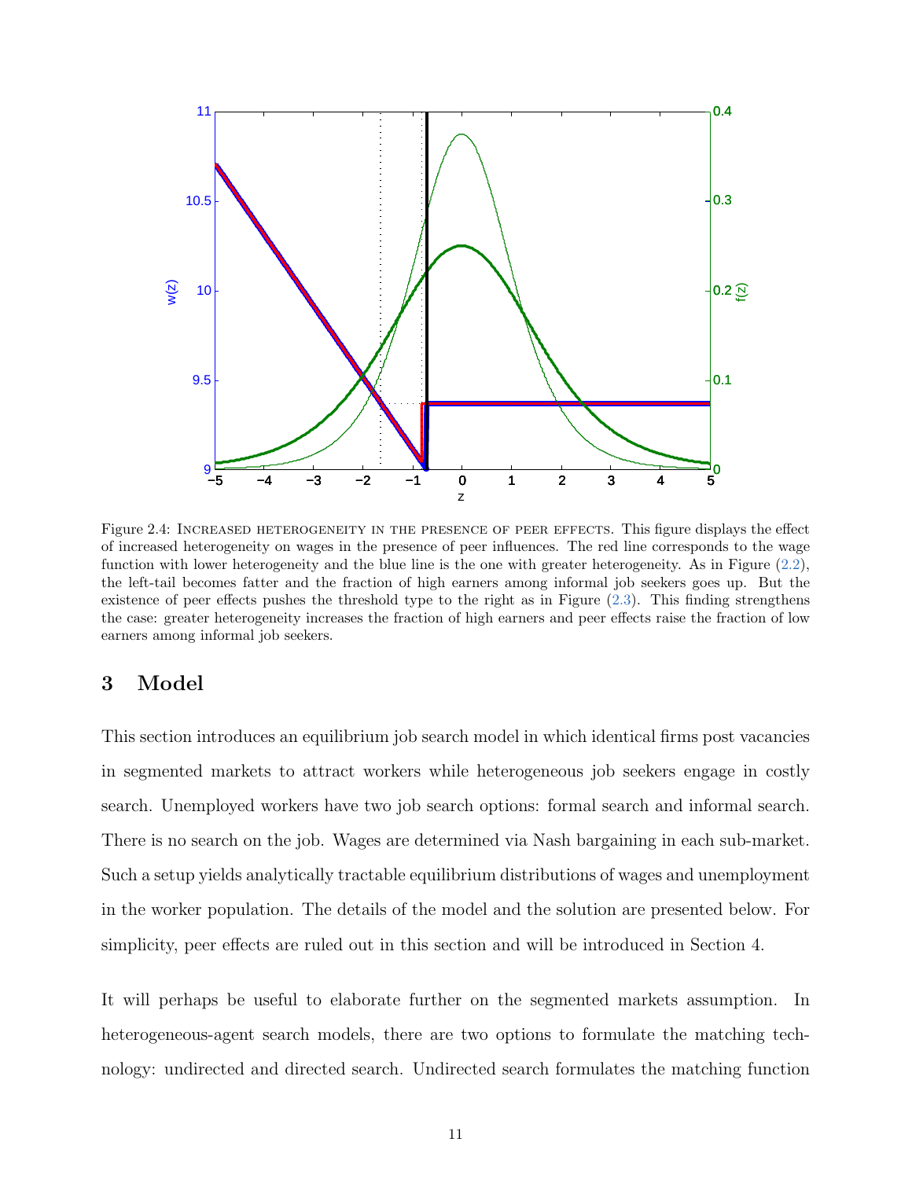Figure 2.4: Increased heterogeneity in the presence of peer effects. This figure displays the effect of increased heterogeneity on wages in the presence of peer influences. The red line corresponds to the wage function with lower heterogeneity and the blue line is the one with greater heterogeneity. As in Figure (2.2), the left-tail becomes fatter and the fraction of high earners among informal job seekers goes up. But the existence of peer effects pushes the threshold type to the right as in Figure (2.3). This finding strengthens the case: greater heterogeneity increases the fraction of high earners and peer effects raise the fraction of low earners among informal job seekers.

## 3 Model

This section introduces an equilibrium job search model in which identical firms post vacancies in segmented markets to attract workers while heterogeneous job seekers engage in costly search. Unemployed workers have two job search options: formal search and informal search. There is no search on the job. Wages are determined via Nash bargaining in each sub-market. Such a setup yields analytically tractable equilibrium distributions of wages and unemployment in the worker population. The details of the model and the solution are presented below. For simplicity, peer effects are ruled out in this section and will be introduced in Section 4.

It will perhaps be useful to elaborate further on the segmented markets assumption. In heterogeneous-agent search models, there are two options to formulate the matching technology: undirected and directed search. Undirected search formulates the matching function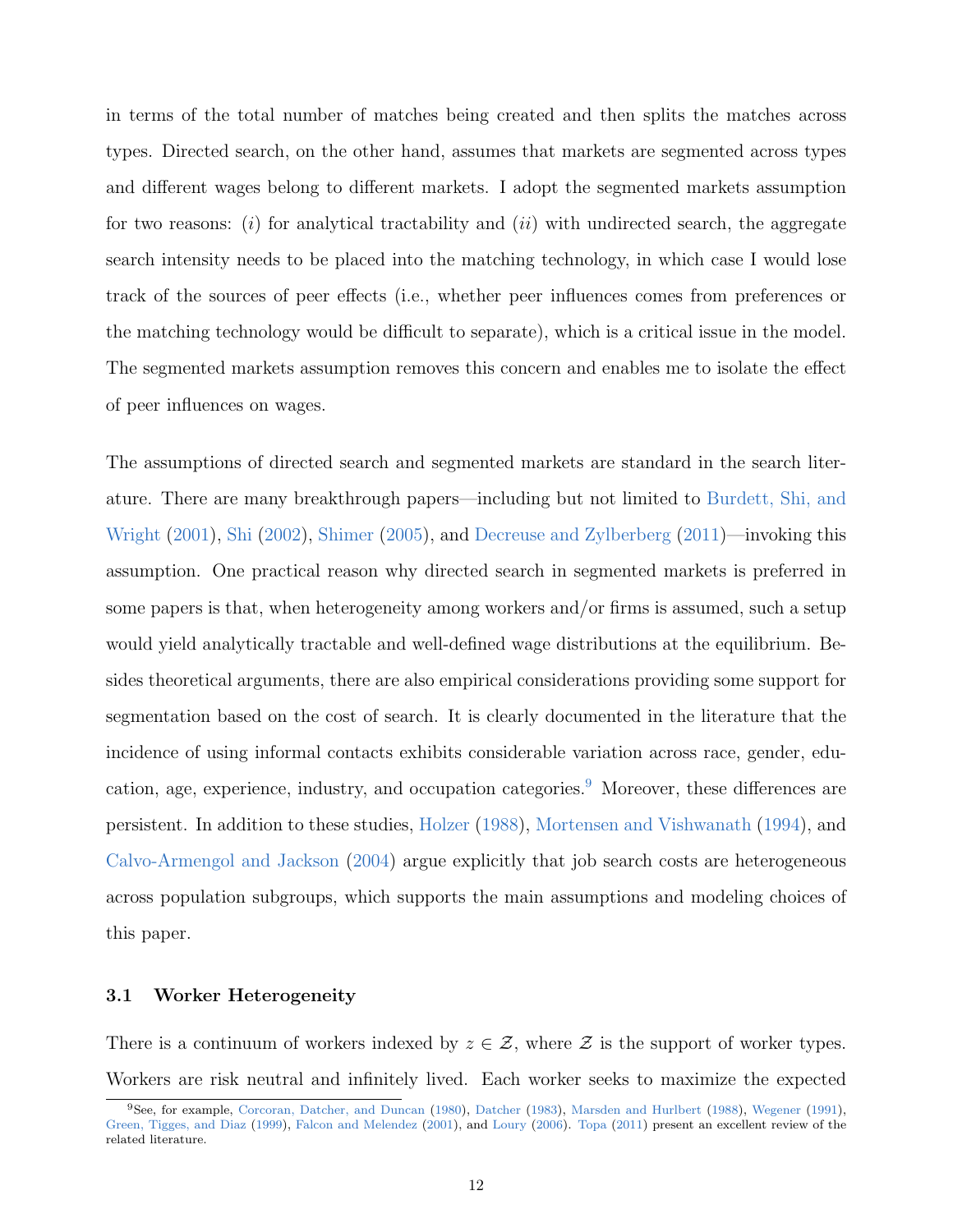in terms of the total number of matches being created and then splits the matches across types. Directed search, on the other hand, assumes that markets are segmented across types and different wages belong to different markets. I adopt the segmented markets assumption for two reasons: ($i$) for analytical tractability and ($ii$) with undirected search, the aggregate search intensity needs to be placed into the matching technology, in which case I would lose track of the sources of peer effects (i.e., whether peer influences comes from preferences or the matching technology would be difficult to separate), which is a critical issue in the model. The segmented markets assumption removes this concern and enables me to isolate the effect of peer influences on wages.

The assumptions of directed search and segmented markets are standard in the search literature. There are many breakthrough papers—including but not limited to Burdett, Shi, and Wright (2001), Shi (2002), Shimer (2005), and Decreuse and Zylberberg (2011)—invoking this assumption. One practical reason why directed search in segmented markets is preferred in some papers is that, when heterogeneity among workers and/or firms is assumed, such a setup would yield analytically tractable and well-defined wage distributions at the equilibrium. Besides theoretical arguments, there are also empirical considerations providing some support for segmentation based on the cost of search. It is clearly documented in the literature that the incidence of using informal contacts exhibits considerable variation across race, gender, education, age, experience, industry, and occupation categories.[9] Moreover, these differences are persistent. In addition to these studies, Holzer (1988), Mortensen and Vishwanath (1994), and Calvo-Armengol and Jackson (2004) argue explicitly that job search costs are heterogeneous across population subgroups, which supports the main assumptions and modeling choices of this paper.

### 3.1 Worker Heterogeneity

There is a continuum of workers indexed by $z \in \mathcal{Z}$, where $\mathcal{Z}$ is the support of worker types. Workers are risk neutral and infinitely lived. Each worker seeks to maximize the expected

[9] See, for example, Corcoran, Datcher, and Duncan (1980), Datcher (1983), Marsden and Hurlbert (1988), Wegener (1991), Green, Tigges, and Diaz (1999), Falcon and Melendez (2001), and Loury (2006). Topa (2011) present an excellent review of the related literature.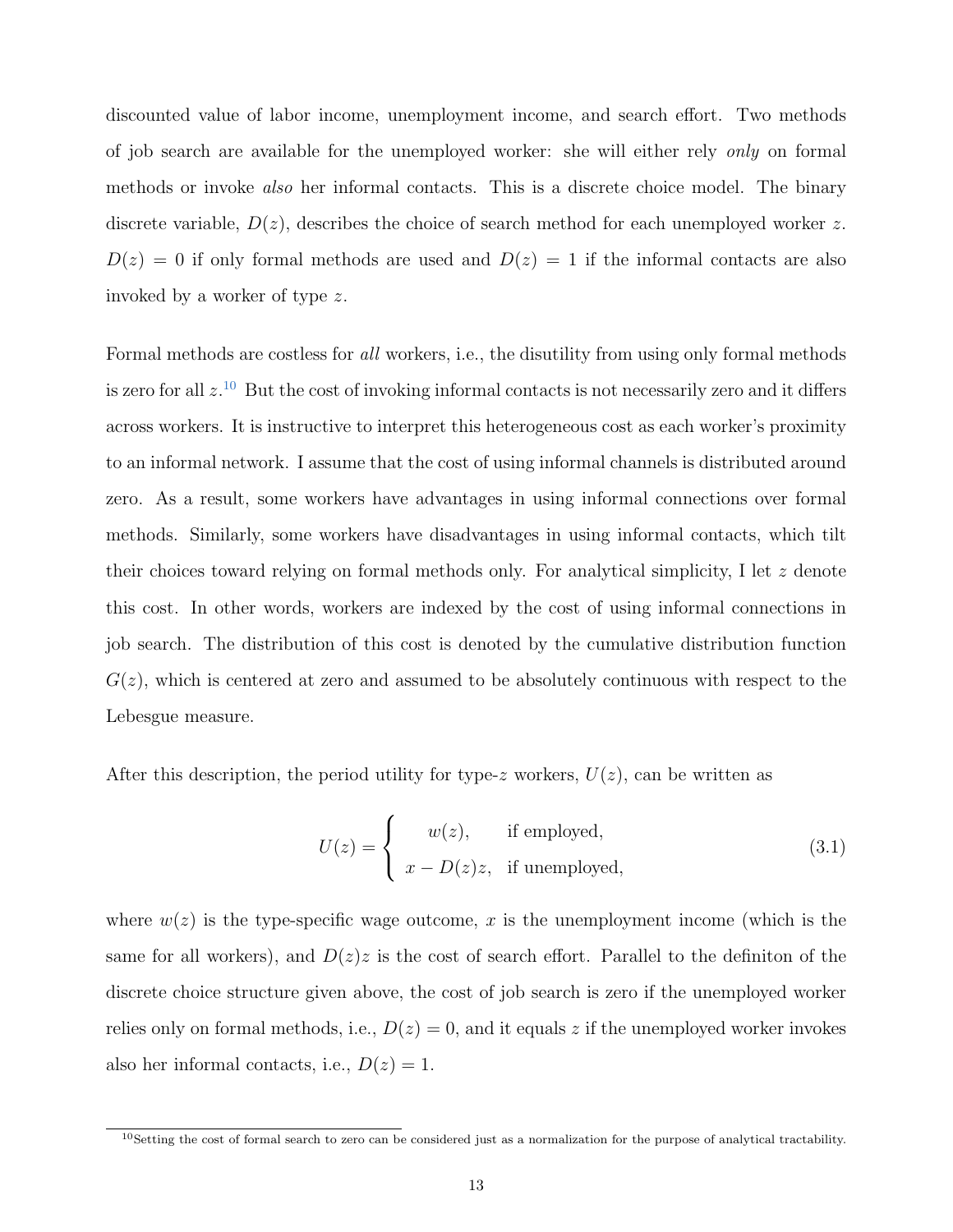discounted value of labor income, unemployment income, and search effort. Two methods of job search are available for the unemployed worker: she will either rely *only* on formal methods or invoke *also* her informal contacts. This is a discrete choice model. The binary discrete variable, $D(z)$, describes the choice of search method for each unemployed worker $z$. $D(z) = 0$ if only formal methods are used and $D(z) = 1$ if the informal contacts are also invoked by a worker of type $z$.

Formal methods are costless for *all* workers, i.e., the disutility from using only formal methods is zero for all $z$.[10] But the cost of invoking informal contacts is not necessarily zero and it differs across workers. It is instructive to interpret this heterogeneous cost as each worker's proximity to an informal network. I assume that the cost of using informal channels is distributed around zero. As a result, some workers have advantages in using informal connections over formal methods. Similarly, some workers have disadvantages in using informal contacts, which tilt their choices toward relying on formal methods only. For analytical simplicity, I let $z$ denote this cost. In other words, workers are indexed by the cost of using informal connections in job search. The distribution of this cost is denoted by the cumulative distribution function $G(z)$, which is centered at zero and assumed to be absolutely continuous with respect to the Lebesgue measure.

After this description, the period utility for type-$z$ workers, $U(z)$, can be written as

$$U(z) = \begin{cases} w(z), & \text{if employed,} \\ x - D(z)z, & \text{if unemployed,} \end{cases} \tag{3.1}$$

where $w(z)$ is the type-specific wage outcome, $x$ is the unemployment income (which is the same for all workers), and $D(z)z$ is the cost of search effort. Parallel to the definiton of the discrete choice structure given above, the cost of job search is zero if the unemployed worker relies only on formal methods, i.e., $D(z) = 0$, and it equals $z$ if the unemployed worker invokes also her informal contacts, i.e., $D(z) = 1$.

[10] Setting the cost of formal search to zero can be considered just as a normalization for the purpose of analytical tractability.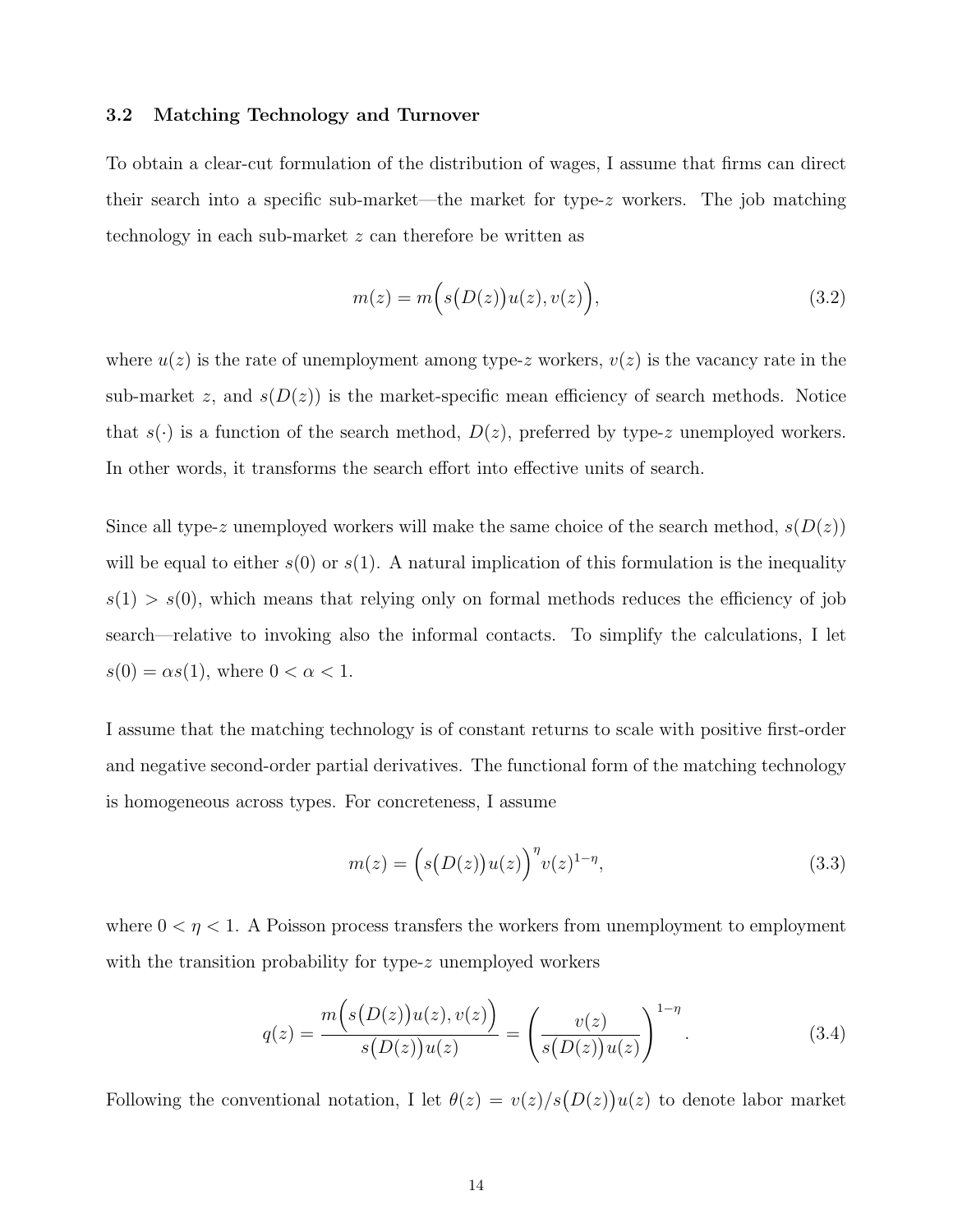### 3.2 Matching Technology and Turnover

To obtain a clear-cut formulation of the distribution of wages, I assume that firms can direct their search into a specific sub-market—the market for type-$z$ workers. The job matching technology in each sub-market $z$ can therefore be written as

$$m(z) = m\Big(s\big(D(z)\big)u(z), v(z)\Big), \tag{3.2}$$

where $u(z)$ is the rate of unemployment among type-$z$ workers, $v(z)$ is the vacancy rate in the sub-market $z$, and $s(D(z))$ is the market-specific mean efficiency of search methods. Notice that $s(\cdot)$ is a function of the search method, $D(z)$, preferred by type-$z$ unemployed workers. In other words, it transforms the search effort into effective units of search.

Since all type-$z$ unemployed workers will make the same choice of the search method, $s(D(z))$ will be equal to either $s(0)$ or $s(1)$. A natural implication of this formulation is the inequality $s(1) > s(0)$, which means that relying only on formal methods reduces the efficiency of job search—relative to invoking also the informal contacts. To simplify the calculations, I let $s(0) = \alpha s(1)$, where $0 < \alpha < 1$.

I assume that the matching technology is of constant returns to scale with positive first-order and negative second-order partial derivatives. The functional form of the matching technology is homogeneous across types. For concreteness, I assume

$$m(z) = \Big(s\big(D(z)\big)u(z)\Big)^{\eta} v(z)^{1-\eta}, \tag{3.3}$$

where $0 < \eta < 1$. A Poisson process transfers the workers from unemployment to employment with the transition probability for type-$z$ unemployed workers

$$q(z) = \frac{m\Big(s\big(D(z)\big)u(z), v(z)\Big)}{s\big(D(z)\big)u(z)} = \left(\frac{v(z)}{s\big(D(z)\big)u(z)}\right)^{1-\eta}. \tag{3.4}$$

Following the conventional notation, I let $\theta(z) = v(z)/s\big(D(z)\big)u(z)$ to denote labor market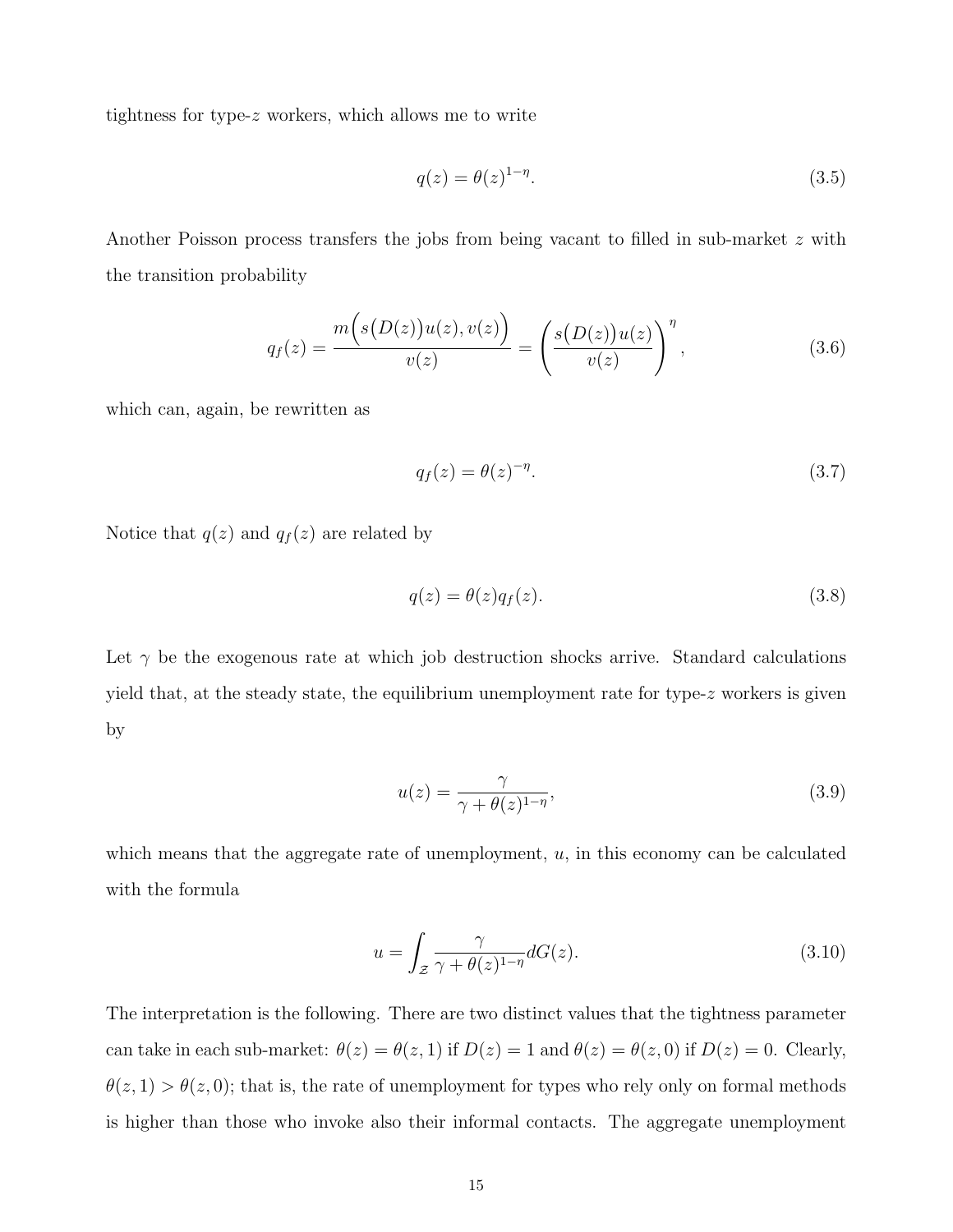tightness for type-$z$ workers, which allows me to write

$$q(z) = \theta(z)^{1-\eta}. \tag{3.5}$$

Another Poisson process transfers the jobs from being vacant to filled in sub-market $z$ with the transition probability

$$q_f(z) = \frac{m\Big(s\big(D(z)\big)u(z), v(z)\Big)}{v(z)} = \left(\frac{s\big(D(z)\big)u(z)}{v(z)}\right)^{\eta}, \tag{3.6}$$

which can, again, be rewritten as

$$q_f(z) = \theta(z)^{-\eta}. \tag{3.7}$$

Notice that $q(z)$ and $q_f(z)$ are related by

$$q(z) = \theta(z)q_f(z). \tag{3.8}$$

Let $\gamma$ be the exogenous rate at which job destruction shocks arrive. Standard calculations yield that, at the steady state, the equilibrium unemployment rate for type-$z$ workers is given by

$$u(z) = \frac{\gamma}{\gamma + \theta(z)^{1-\eta}}, \tag{3.9}$$

which means that the aggregate rate of unemployment, $u$, in this economy can be calculated with the formula

$$u = \int_{\mathcal{Z}} \frac{\gamma}{\gamma + \theta(z)^{1-\eta}} dG(z). \tag{3.10}$$

The interpretation is the following. There are two distinct values that the tightness parameter can take in each sub-market: $\theta(z) = \theta(z, 1)$ if $D(z) = 1$ and $\theta(z) = \theta(z, 0)$ if $D(z) = 0$. Clearly, $\theta(z, 1) > \theta(z, 0)$; that is, the rate of unemployment for types who rely only on formal methods is higher than those who invoke also their informal contacts. The aggregate unemployment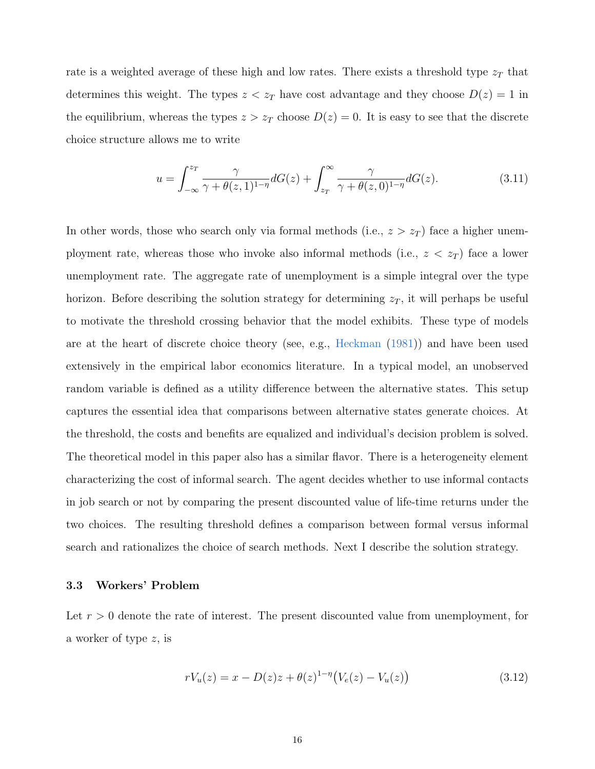rate is a weighted average of these high and low rates. There exists a threshold type $z_T$ that determines this weight. The types $z < z_T$ have cost advantage and they choose $D(z) = 1$ in the equilibrium, whereas the types $z > z_T$ choose $D(z) = 0$. It is easy to see that the discrete choice structure allows me to write

$$u = \int_{-\infty}^{z_T} \frac{\gamma}{\gamma + \theta(z,1)^{1-\eta}} dG(z) + \int_{z_T}^{\infty} \frac{\gamma}{\gamma + \theta(z,0)^{1-\eta}} dG(z). \tag{3.11}$$

In other words, those who search only via formal methods (i.e., $z > z_T$) face a higher unemployment rate, whereas those who invoke also informal methods (i.e., $z < z_T$) face a lower unemployment rate. The aggregate rate of unemployment is a simple integral over the type horizon. Before describing the solution strategy for determining $z_T$, it will perhaps be useful to motivate the threshold crossing behavior that the model exhibits. These type of models are at the heart of discrete choice theory (see, e.g., Heckman (1981)) and have been used extensively in the empirical labor economics literature. In a typical model, an unobserved random variable is defined as a utility difference between the alternative states. This setup captures the essential idea that comparisons between alternative states generate choices. At the threshold, the costs and benefits are equalized and individual's decision problem is solved. The theoretical model in this paper also has a similar flavor. There is a heterogeneity element characterizing the cost of informal search. The agent decides whether to use informal contacts in job search or not by comparing the present discounted value of life-time returns under the two choices. The resulting threshold defines a comparison between formal versus informal search and rationalizes the choice of search methods. Next I describe the solution strategy.

### 3.3 Workers' Problem

Let $r > 0$ denote the rate of interest. The present discounted value from unemployment, for a worker of type $z$, is

$$rV_u(z) = x - D(z)z + \theta(z)^{1-\eta}\big(V_e(z) - V_u(z)\big) \tag{3.12}$$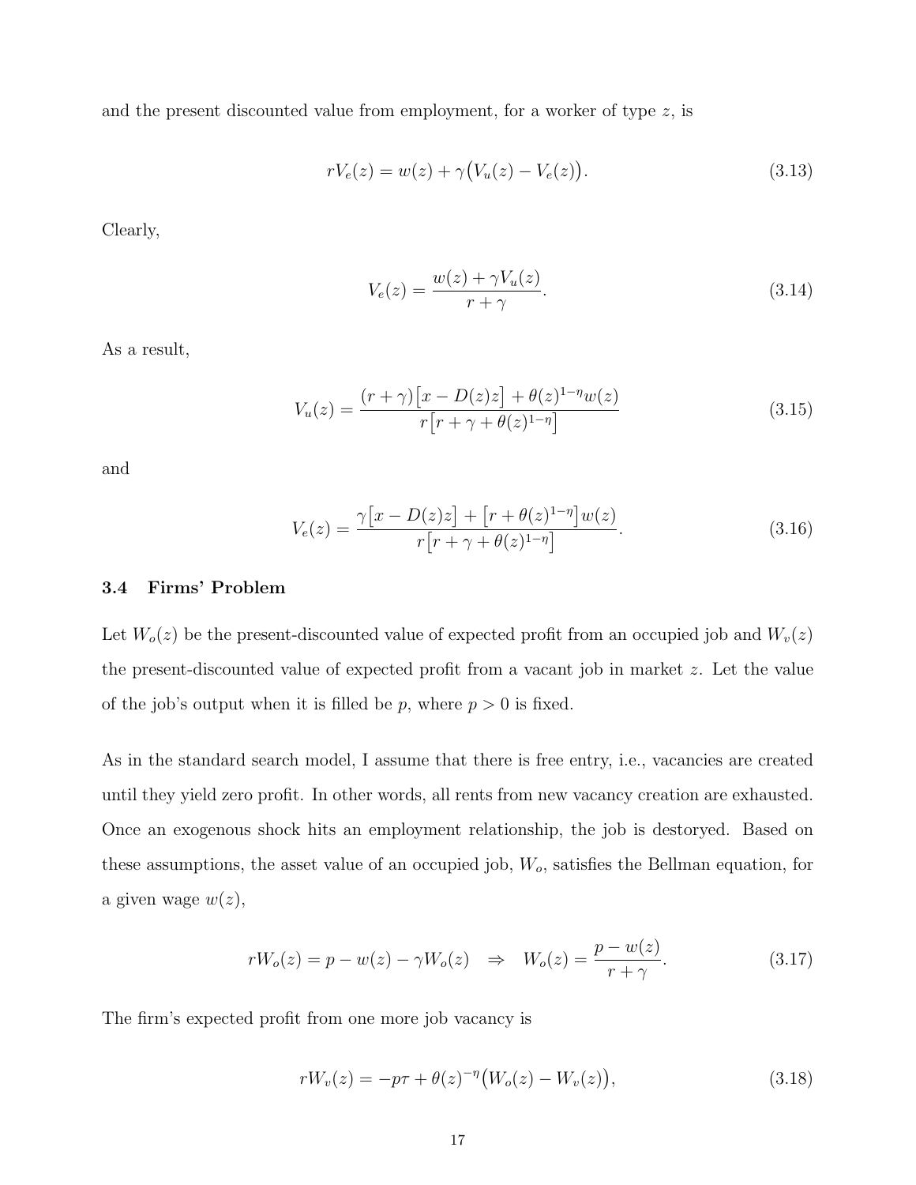and the present discounted value from employment, for a worker of type $z$, is

$$rV_e(z) = w(z) + \gamma\big(V_u(z) - V_e(z)\big). \tag{3.13}$$

Clearly,

$$V_e(z) = \frac{w(z) + \gamma V_u(z)}{r + \gamma}. \tag{3.14}$$

As a result,

$$V_u(z) = \frac{(r+\gamma)\big[x - D(z)z\big] + \theta(z)^{1-\eta}w(z)}{r\big[r + \gamma + \theta(z)^{1-\eta}\big]} \tag{3.15}$$

and

$$V_e(z) = \frac{\gamma\big[x - D(z)z\big] + \big[r + \theta(z)^{1-\eta}\big]w(z)}{r\big[r + \gamma + \theta(z)^{1-\eta}\big]}. \tag{3.16}$$

### 3.4 Firms' Problem

Let $W_o(z)$ be the present-discounted value of expected profit from an occupied job and $W_v(z)$ the present-discounted value of expected profit from a vacant job in market $z$. Let the value of the job's output when it is filled be $p$, where $p > 0$ is fixed.

As in the standard search model, I assume that there is free entry, i.e., vacancies are created until they yield zero profit. In other words, all rents from new vacancy creation are exhausted. Once an exogenous shock hits an employment relationship, the job is destoryed. Based on these assumptions, the asset value of an occupied job, $W_o$, satisfies the Bellman equation, for a given wage $w(z)$,

$$rW_o(z) = p - w(z) - \gamma W_o(z) \quad \Rightarrow \quad W_o(z) = \frac{p - w(z)}{r + \gamma}. \tag{3.17}$$

The firm's expected profit from one more job vacancy is

$$rW_v(z) = -p\tau + \theta(z)^{-\eta}\big(W_o(z) - W_v(z)\big), \tag{3.18}$$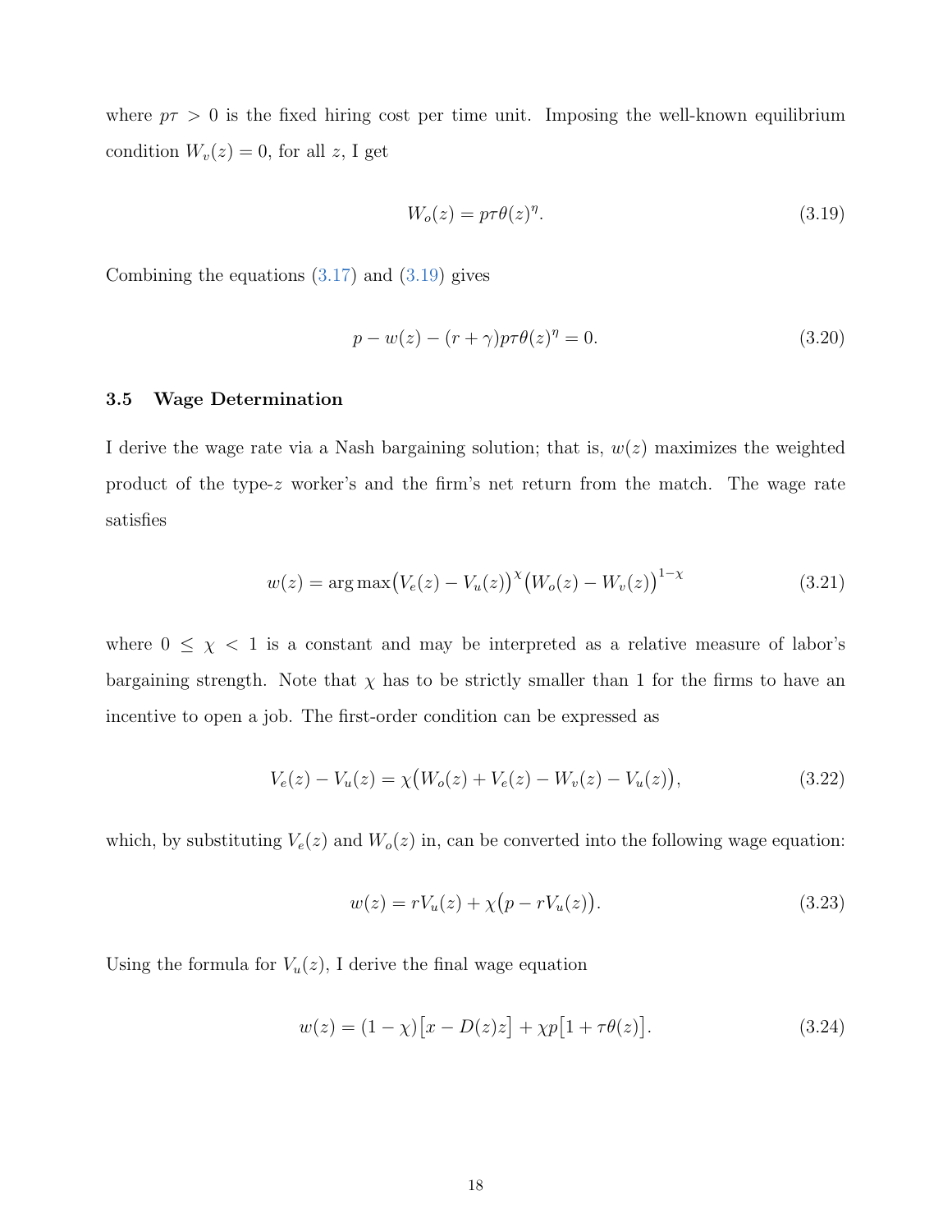where $p\tau > 0$ is the fixed hiring cost per time unit. Imposing the well-known equilibrium condition $W_v(z) = 0$, for all $z$, I get

$$W_o(z) = p\tau\theta(z)^{\eta}. \tag{3.19}$$

Combining the equations (3.17) and (3.19) gives

$$p - w(z) - (r + \gamma)p\tau\theta(z)^{\eta} = 0. \tag{3.20}$$

### 3.5 Wage Determination

I derive the wage rate via a Nash bargaining solution; that is, $w(z)$ maximizes the weighted product of the type-$z$ worker's and the firm's net return from the match. The wage rate satisfies

$$w(z) = \arg\max \big(V_e(z) - V_u(z)\big)^{\chi} \big(W_o(z) - W_v(z)\big)^{1-\chi} \tag{3.21}$$

where $0 \le \chi < 1$ is a constant and may be interpreted as a relative measure of labor's bargaining strength. Note that $\chi$ has to be strictly smaller than 1 for the firms to have an incentive to open a job. The first-order condition can be expressed as

$$V_e(z) - V_u(z) = \chi\big(W_o(z) + V_e(z) - W_v(z) - V_u(z)\big), \tag{3.22}$$

which, by substituting $V_e(z)$ and $W_o(z)$ in, can be converted into the following wage equation:

$$w(z) = rV_u(z) + \chi\big(p - rV_u(z)\big). \tag{3.23}$$

Using the formula for $V_u(z)$, I derive the final wage equation

$$w(z) = (1 - \chi)\big[x - D(z)z\big] + \chi p\big[1 + \tau\theta(z)\big]. \tag{3.24}$$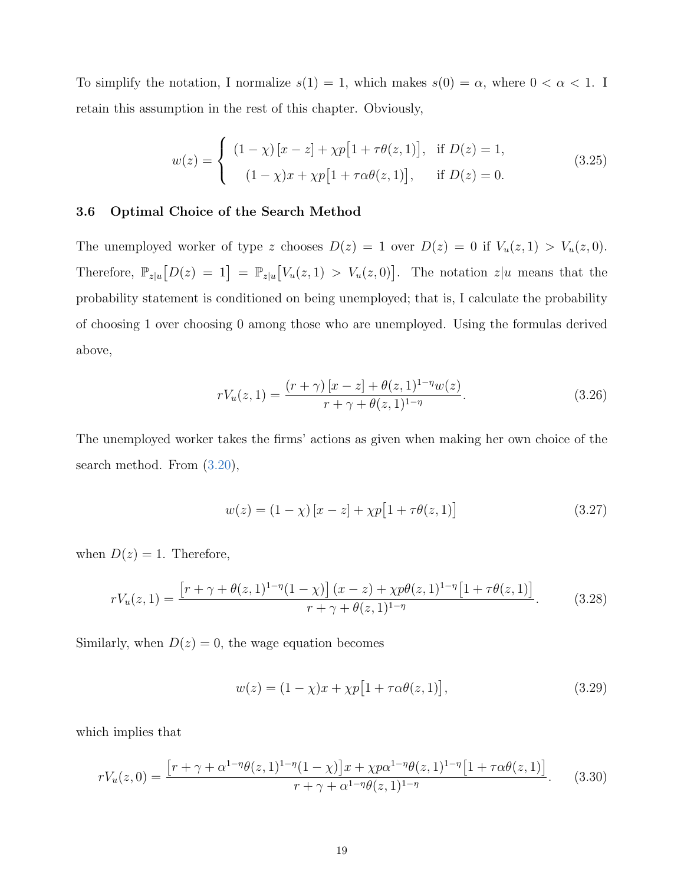To simplify the notation, I normalize $s(1) = 1$, which makes $s(0) = \alpha$, where $0 < \alpha < 1$. I retain this assumption in the rest of this chapter. Obviously,

$$w(z) = \begin{cases} (1-\chi)\left[x - z\right] + \chi p\big[1 + \tau\theta(z,1)\big], & \text{if } D(z) = 1, \\ (1-\chi)x + \chi p\big[1 + \tau\alpha\theta(z,1)\big], & \text{if } D(z) = 0. \end{cases} \tag{3.25}$$

### 3.6 Optimal Choice of the Search Method

The unemployed worker of type $z$ chooses $D(z) = 1$ over $D(z) = 0$ if $V_u(z,1) > V_u(z,0)$. Therefore, $\mathbb{P}_{z|u}\big[D(z) = 1\big] = \mathbb{P}_{z|u}\big[V_u(z,1) > V_u(z,0)\big]$. The notation $z|u$ means that the probability statement is conditioned on being unemployed; that is, I calculate the probability of choosing 1 over choosing 0 among those who are unemployed. Using the formulas derived above,

$$rV_u(z,1) = \frac{(r+\gamma)\left[x - z\right] + \theta(z,1)^{1-\eta}w(z)}{r + \gamma + \theta(z,1)^{1-\eta}}. \tag{3.26}$$

The unemployed worker takes the firms' actions as given when making her own choice of the search method. From (3.20),

$$w(z) = (1-\chi)\left[x - z\right] + \chi p\big[1 + \tau\theta(z,1)\big] \tag{3.27}$$

when $D(z) = 1$. Therefore,

$$rV_u(z,1) = \frac{\big[r + \gamma + \theta(z,1)^{1-\eta}(1-\chi)\big](x - z) + \chi p\theta(z,1)^{1-\eta}\big[1 + \tau\theta(z,1)\big]}{r + \gamma + \theta(z,1)^{1-\eta}}. \tag{3.28}$$

Similarly, when $D(z) = 0$, the wage equation becomes

$$w(z) = (1-\chi)x + \chi p\big[1 + \tau\alpha\theta(z,1)\big], \tag{3.29}$$

which implies that

$$rV_u(z,0) = \frac{\big[r + \gamma + \alpha^{1-\eta}\theta(z,1)^{1-\eta}(1-\chi)\big]x + \chi p\alpha^{1-\eta}\theta(z,1)^{1-\eta}\big[1 + \tau\alpha\theta(z,1)\big]}{r + \gamma + \alpha^{1-\eta}\theta(z,1)^{1-\eta}}. \tag{3.30}$$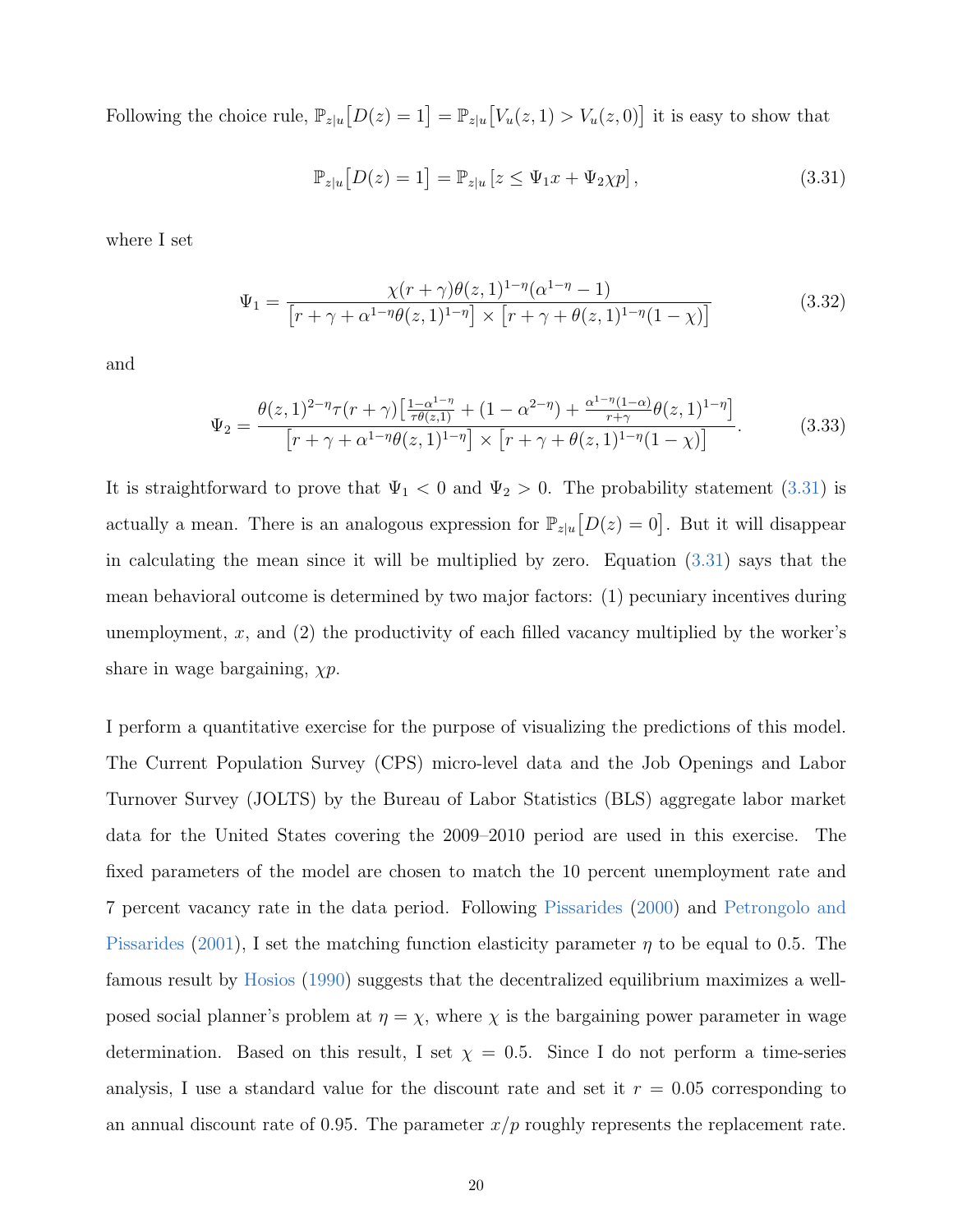Following the choice rule, $\mathbb{P}_{z|u}\big[D(z)=1\big] = \mathbb{P}_{z|u}\big[V_u(z,1) > V_u(z,0)\big]$ it is easy to show that

$$\mathbb{P}_{z|u}\big[D(z)=1\big] = \mathbb{P}_{z|u}\left[z \leq \Psi_1 x + \Psi_2 \chi p\right], \tag{3.31}$$

where I set

$$\Psi_1 = \frac{\chi(r+\gamma)\theta(z,1)^{1-\eta}(\alpha^{1-\eta}-1)}{\big[r+\gamma+\alpha^{1-\eta}\theta(z,1)^{1-\eta}\big] \times \big[r+\gamma+\theta(z,1)^{1-\eta}(1-\chi)\big]} \tag{3.32}$$

and

$$\Psi_2 = \frac{\theta(z,1)^{2-\eta}\tau(r+\gamma)\big[\frac{1-\alpha^{1-\eta}}{\tau\theta(z,1)} + (1-\alpha^{2-\eta}) + \frac{\alpha^{1-\eta}(1-\alpha)}{r+\gamma}\theta(z,1)^{1-\eta}\big]}{\big[r+\gamma+\alpha^{1-\eta}\theta(z,1)^{1-\eta}\big] \times \big[r+\gamma+\theta(z,1)^{1-\eta}(1-\chi)\big]}. \tag{3.33}$$

It is straightforward to prove that $\Psi_1 < 0$ and $\Psi_2 > 0$. The probability statement (3.31) is actually a mean. There is an analogous expression for $\mathbb{P}_{z|u}\big[D(z)=0\big]$. But it will disappear in calculating the mean since it will be multiplied by zero. Equation (3.31) says that the mean behavioral outcome is determined by two major factors: (1) pecuniary incentives during unemployment, $x$, and (2) the productivity of each filled vacancy multiplied by the worker's share in wage bargaining, $\chi p$.

I perform a quantitative exercise for the purpose of visualizing the predictions of this model. The Current Population Survey (CPS) micro-level data and the Job Openings and Labor Turnover Survey (JOLTS) by the Bureau of Labor Statistics (BLS) aggregate labor market data for the United States covering the 2009–2010 period are used in this exercise. The fixed parameters of the model are chosen to match the 10 percent unemployment rate and 7 percent vacancy rate in the data period. Following Pissarides (2000) and Petrongolo and Pissarides (2001), I set the matching function elasticity parameter $\eta$ to be equal to 0.5. The famous result by Hosios (1990) suggests that the decentralized equilibrium maximizes a well-posed social planner's problem at $\eta = \chi$, where $\chi$ is the bargaining power parameter in wage determination. Based on this result, I set $\chi = 0.5$. Since I do not perform a time-series analysis, I use a standard value for the discount rate and set it $r = 0.05$ corresponding to an annual discount rate of 0.95. The parameter $x/p$ roughly represents the replacement rate.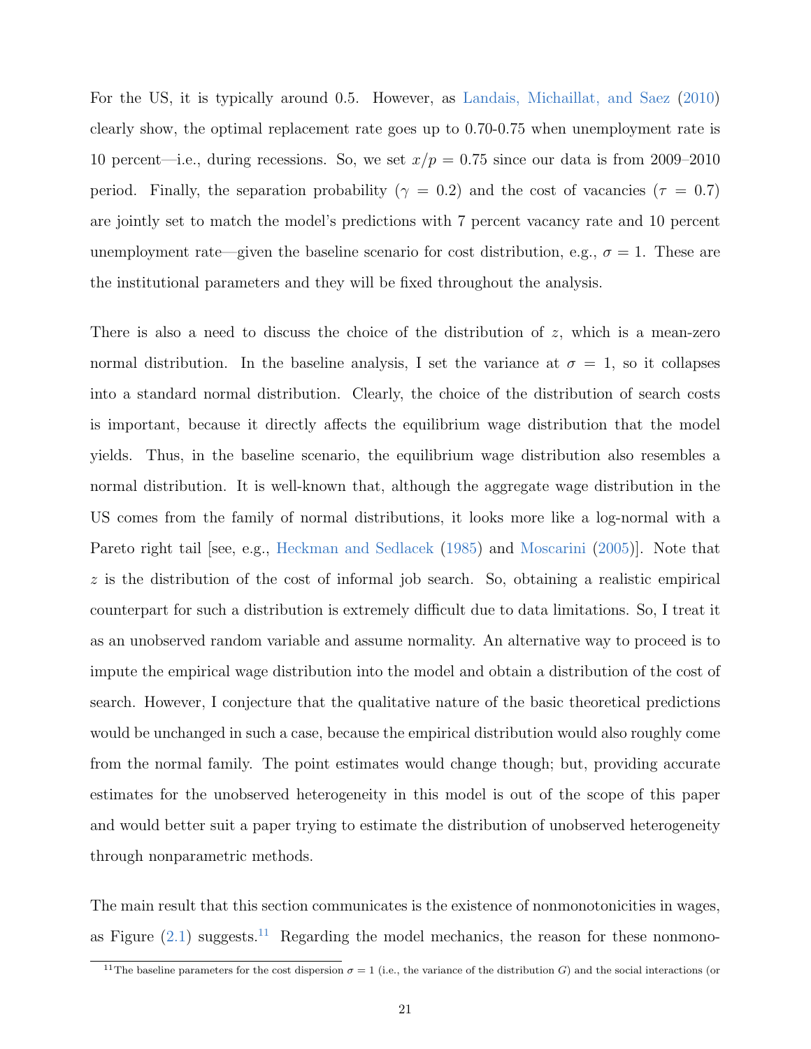For the US, it is typically around 0.5. However, as Landais, Michaillat, and Saez (2010) clearly show, the optimal replacement rate goes up to 0.70-0.75 when unemployment rate is 10 percent—i.e., during recessions. So, we set $x/p = 0.75$ since our data is from 2009–2010 period. Finally, the separation probability ($\gamma = 0.2$) and the cost of vacancies ($\tau = 0.7$) are jointly set to match the model's predictions with 7 percent vacancy rate and 10 percent unemployment rate—given the baseline scenario for cost distribution, e.g., $\sigma = 1$. These are the institutional parameters and they will be fixed throughout the analysis.

There is also a need to discuss the choice of the distribution of $z$, which is a mean-zero normal distribution. In the baseline analysis, I set the variance at $\sigma = 1$, so it collapses into a standard normal distribution. Clearly, the choice of the distribution of search costs is important, because it directly affects the equilibrium wage distribution that the model yields. Thus, in the baseline scenario, the equilibrium wage distribution also resembles a normal distribution. It is well-known that, although the aggregate wage distribution in the US comes from the family of normal distributions, it looks more like a log-normal with a Pareto right tail [see, e.g., Heckman and Sedlacek (1985) and Moscarini (2005)]. Note that $z$ is the distribution of the cost of informal job search. So, obtaining a realistic empirical counterpart for such a distribution is extremely difficult due to data limitations. So, I treat it as an unobserved random variable and assume normality. An alternative way to proceed is to impute the empirical wage distribution into the model and obtain a distribution of the cost of search. However, I conjecture that the qualitative nature of the basic theoretical predictions would be unchanged in such a case, because the empirical distribution would also roughly come from the normal family. The point estimates would change though; but, providing accurate estimates for the unobserved heterogeneity in this model is out of the scope of this paper and would better suit a paper trying to estimate the distribution of unobserved heterogeneity through nonparametric methods.

The main result that this section communicates is the existence of nonmonotonicities in wages, as Figure (2.1) suggests.[11] Regarding the model mechanics, the reason for these nonmono-

[11] The baseline parameters for the cost dispersion $\sigma = 1$ (i.e., the variance of the distribution $G$) and the social interactions (or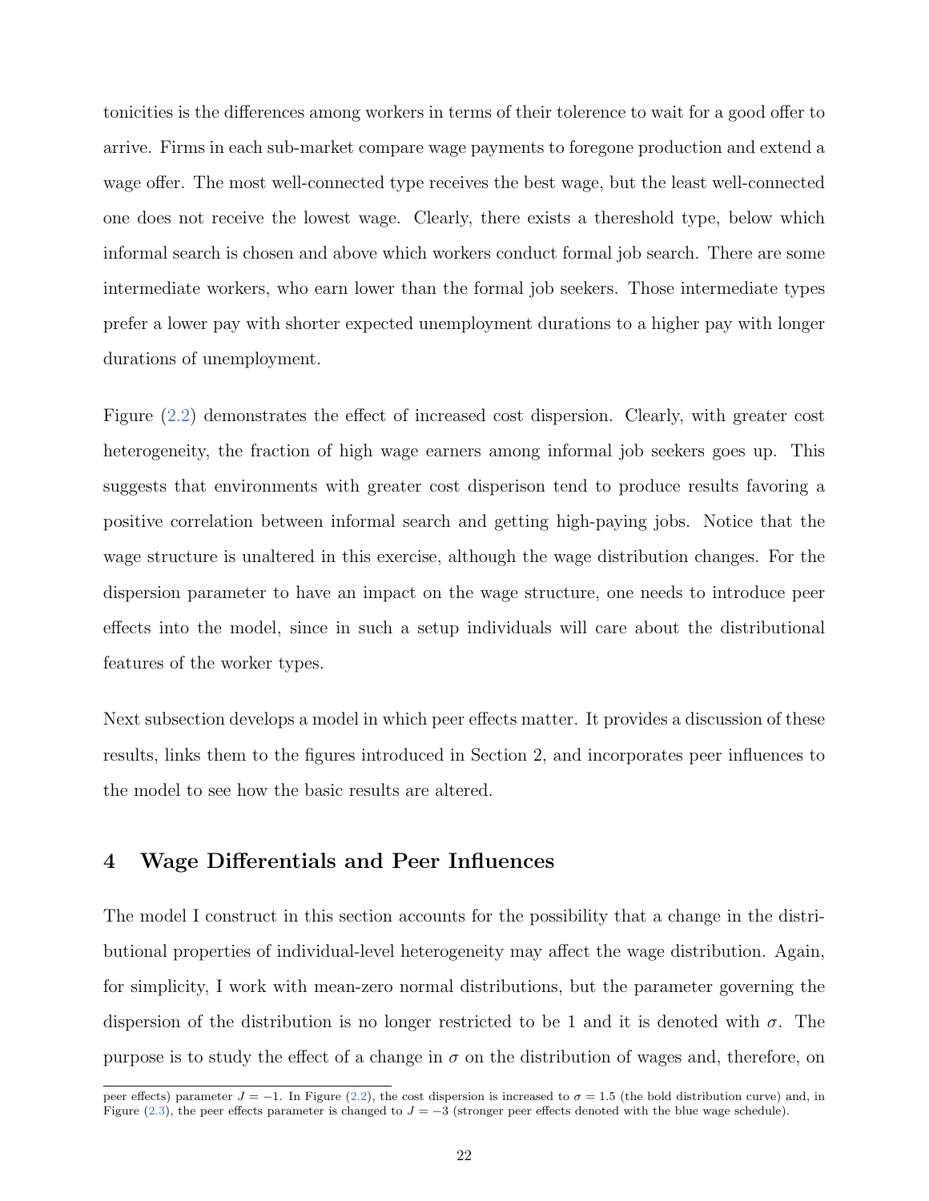tonicities is the differences among workers in terms of their tolerence to wait for a good offer to arrive. Firms in each sub-market compare wage payments to foregone production and extend a wage offer. The most well-connected type receives the best wage, but the least well-connected one does not receive the lowest wage. Clearly, there exists a thereshold type, below which informal search is chosen and above which workers conduct formal job search. There are some intermediate workers, who earn lower than the formal job seekers. Those intermediate types prefer a lower pay with shorter expected unemployment durations to a higher pay with longer durations of unemployment.

Figure (2.2) demonstrates the effect of increased cost dispersion. Clearly, with greater cost heterogeneity, the fraction of high wage earners among informal job seekers goes up. This suggests that environments with greater cost disperison tend to produce results favoring a positive correlation between informal search and getting high-paying jobs. Notice that the wage structure is unaltered in this exercise, although the wage distribution changes. For the dispersion parameter to have an impact on the wage structure, one needs to introduce peer effects into the model, since in such a setup individuals will care about the distributional features of the worker types.

Next subsection develops a model in which peer effects matter. It provides a discussion of these results, links them to the figures introduced in Section 2, and incorporates peer influences to the model to see how the basic results are altered.

## 4 Wage Differentials and Peer Influences

The model I construct in this section accounts for the possibility that a change in the distributional properties of individual-level heterogeneity may affect the wage distribution. Again, for simplicity, I work with mean-zero normal distributions, but the parameter governing the dispersion of the distribution is no longer restricted to be 1 and it is denoted with $\sigma$. The purpose is to study the effect of a change in $\sigma$ on the distribution of wages and, therefore, on

peer effects) parameter $J = -1$. In Figure (2.2), the cost dispersion is increased to $\sigma = 1.5$ (the bold distribution curve) and, in Figure (2.3), the peer effects parameter is changed to $J = -3$ (stronger peer effects denoted with the blue wage schedule).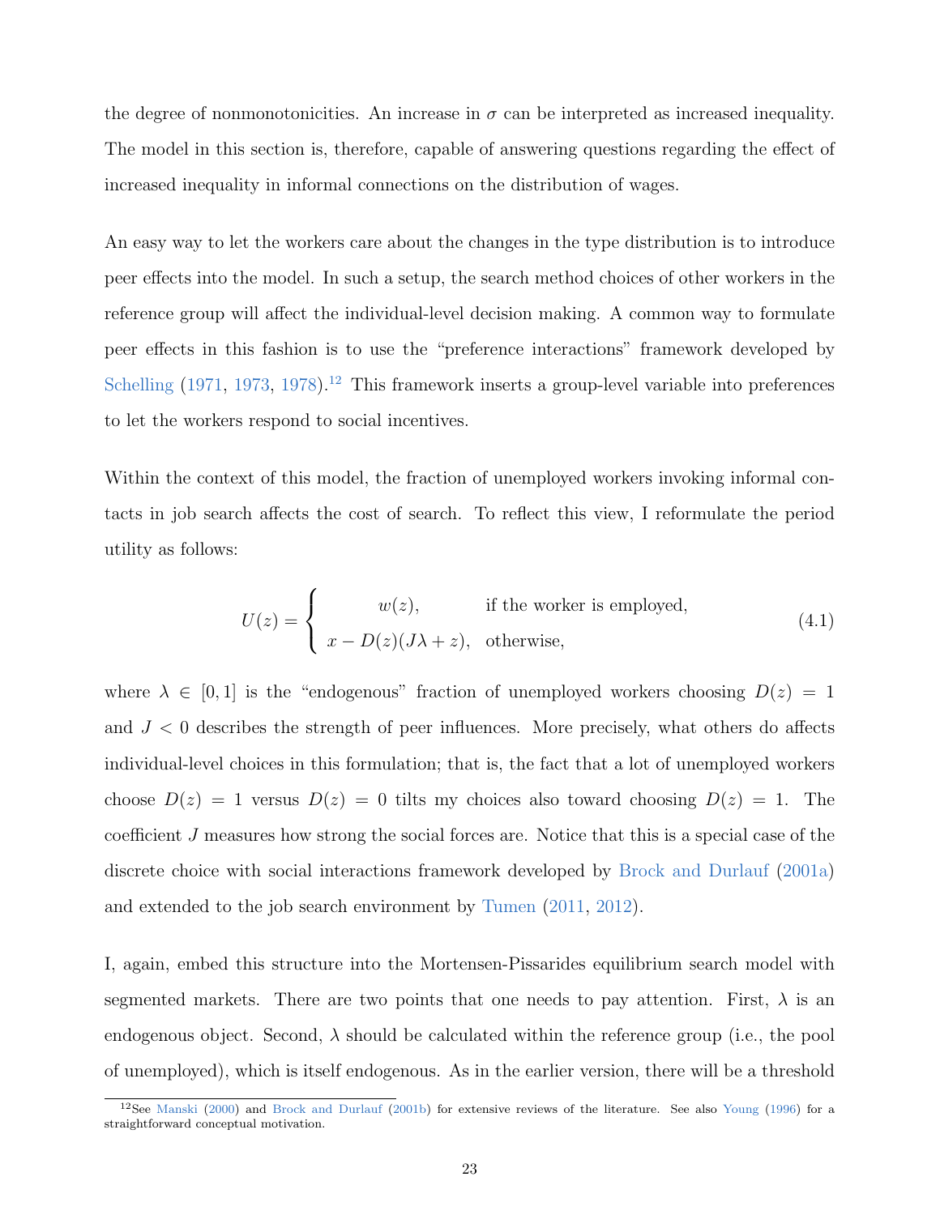the degree of nonmonotonicities. An increase in $\sigma$ can be interpreted as increased inequality. The model in this section is, therefore, capable of answering questions regarding the effect of increased inequality in informal connections on the distribution of wages.

An easy way to let the workers care about the changes in the type distribution is to introduce peer effects into the model. In such a setup, the search method choices of other workers in the reference group will affect the individual-level decision making. A common way to formulate peer effects in this fashion is to use the "preference interactions" framework developed by Schelling (1971, 1973, 1978).[12] This framework inserts a group-level variable into preferences to let the workers respond to social incentives.

Within the context of this model, the fraction of unemployed workers invoking informal contacts in job search affects the cost of search. To reflect this view, I reformulate the period utility as follows:

$$U(z) = \begin{cases} w(z), & \text{if the worker is employed,} \\ x - D(z)(J\lambda + z), & \text{otherwise,} \end{cases} \tag{4.1}$$

where $\lambda \in [0, 1]$ is the "endogenous" fraction of unemployed workers choosing $D(z) = 1$ and $J < 0$ describes the strength of peer influences. More precisely, what others do affects individual-level choices in this formulation; that is, the fact that a lot of unemployed workers choose $D(z) = 1$ versus $D(z) = 0$ tilts my choices also toward choosing $D(z) = 1$. The coefficient $J$ measures how strong the social forces are. Notice that this is a special case of the discrete choice with social interactions framework developed by Brock and Durlauf (2001a) and extended to the job search environment by Tumen (2011, 2012).

I, again, embed this structure into the Mortensen-Pissarides equilibrium search model with segmented markets. There are two points that one needs to pay attention. First, $\lambda$ is an endogenous object. Second, $\lambda$ should be calculated within the reference group (i.e., the pool of unemployed), which is itself endogenous. As in the earlier version, there will be a threshold

[12] See Manski (2000) and Brock and Durlauf (2001b) for extensive reviews of the literature. See also Young (1996) for a straightforward conceptual motivation.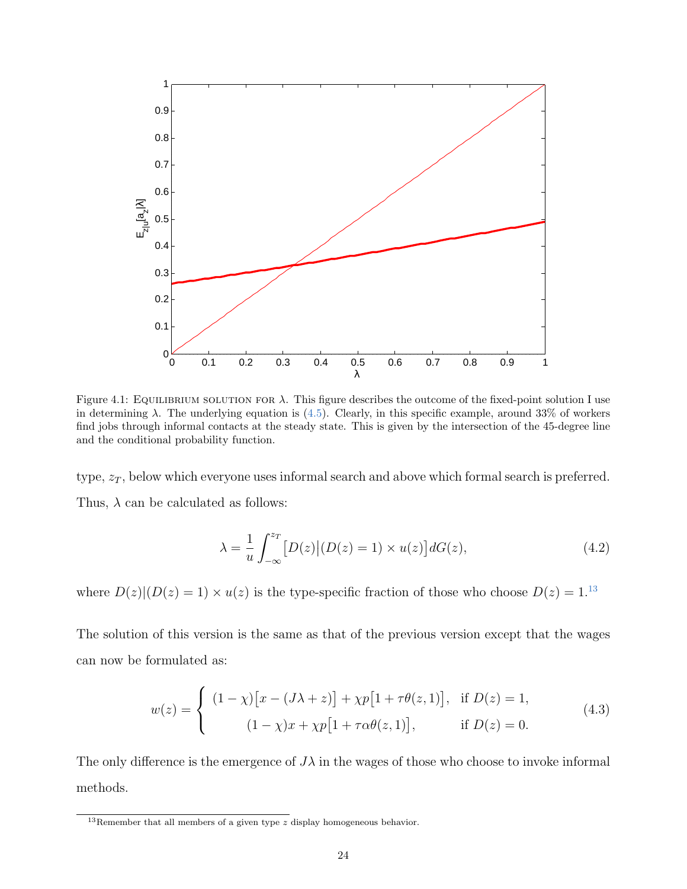Figure 4.1: EQUILIBRIUM SOLUTION FOR $\lambda$. This figure describes the outcome of the fixed-point solution I use in determining $\lambda$. The underlying equation is (4.5). Clearly, in this specific example, around 33% of workers find jobs through informal contacts at the steady state. This is given by the intersection of the 45-degree line and the conditional probability function.

type, $z_T$, below which everyone uses informal search and above which formal search is preferred. Thus, $\lambda$ can be calculated as follows:

$$\lambda = \frac{1}{u} \int_{-\infty}^{z_T} \big[D(z)\big|(D(z) = 1) \times u(z)\big] dG(z), \tag{4.2}$$

where $D(z)|(D(z) = 1) \times u(z)$ is the type-specific fraction of those who choose $D(z) = 1$.[13]

The solution of this version is the same as that of the previous version except that the wages can now be formulated as:

$$w(z) = \begin{cases} (1-\chi)\big[x - (J\lambda + z)\big] + \chi p\big[1 + \tau\theta(z, 1)\big], & \text{if } D(z) = 1, \\ (1-\chi)x + \chi p\big[1 + \tau\alpha\theta(z, 1)\big], & \text{if } D(z) = 0. \end{cases} \tag{4.3}$$

The only difference is the emergence of $J\lambda$ in the wages of those who choose to invoke informal methods.

[13] Remember that all members of a given type $z$ display homogeneous behavior.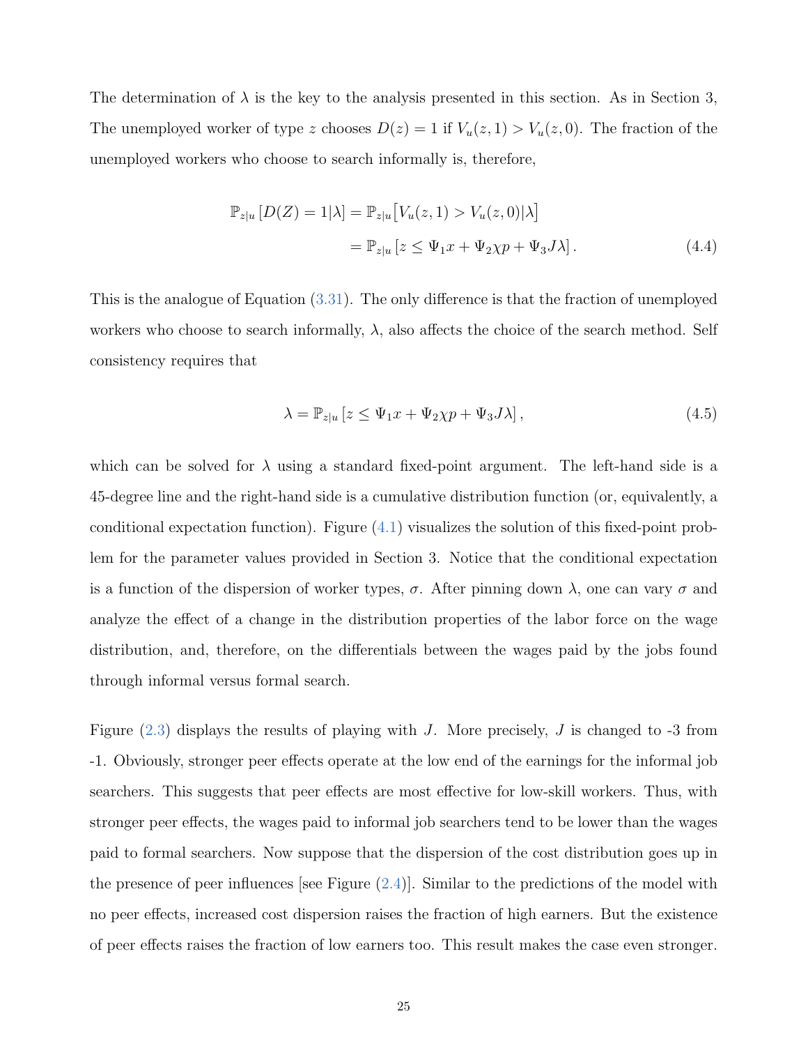The determination of $\lambda$ is the key to the analysis presented in this section. As in Section 3, The unemployed worker of type $z$ chooses $D(z) = 1$ if $V_u(z,1) > V_u(z,0)$. The fraction of the unemployed workers who choose to search informally is, therefore,

$$
\begin{aligned}
\mathbb{P}_{z|u}\left[D(Z) = 1|\lambda\right] &= \mathbb{P}_{z|u}\big[V_u(z,1) > V_u(z,0)|\lambda\big] \\
&= \mathbb{P}_{z|u}\left[z \leq \Psi_1 x + \Psi_2 \chi p + \Psi_3 J\lambda\right]. \qquad (4.4)
\end{aligned}
$$

This is the analogue of Equation (3.31). The only difference is that the fraction of unemployed workers who choose to search informally, $\lambda$, also affects the choice of the search method. Self consistency requires that

$$
\lambda = \mathbb{P}_{z|u}\left[z \leq \Psi_1 x + \Psi_2 \chi p + \Psi_3 J\lambda\right], \qquad (4.5)
$$

which can be solved for $\lambda$ using a standard fixed-point argument. The left-hand side is a 45-degree line and the right-hand side is a cumulative distribution function (or, equivalently, a conditional expectation function). Figure (4.1) visualizes the solution of this fixed-point problem for the parameter values provided in Section 3. Notice that the conditional expectation is a function of the dispersion of worker types, $\sigma$. After pinning down $\lambda$, one can vary $\sigma$ and analyze the effect of a change in the distribution properties of the labor force on the wage distribution, and, therefore, on the differentials between the wages paid by the jobs found through informal versus formal search.

Figure (2.3) displays the results of playing with $J$. More precisely, $J$ is changed to -3 from -1. Obviously, stronger peer effects operate at the low end of the earnings for the informal job searchers. This suggests that peer effects are most effective for low-skill workers. Thus, with stronger peer effects, the wages paid to informal job searchers tend to be lower than the wages paid to formal searchers. Now suppose that the dispersion of the cost distribution goes up in the presence of peer influences [see Figure (2.4)]. Similar to the predictions of the model with no peer effects, increased cost dispersion raises the fraction of high earners. But the existence of peer effects raises the fraction of low earners too. This result makes the case even stronger.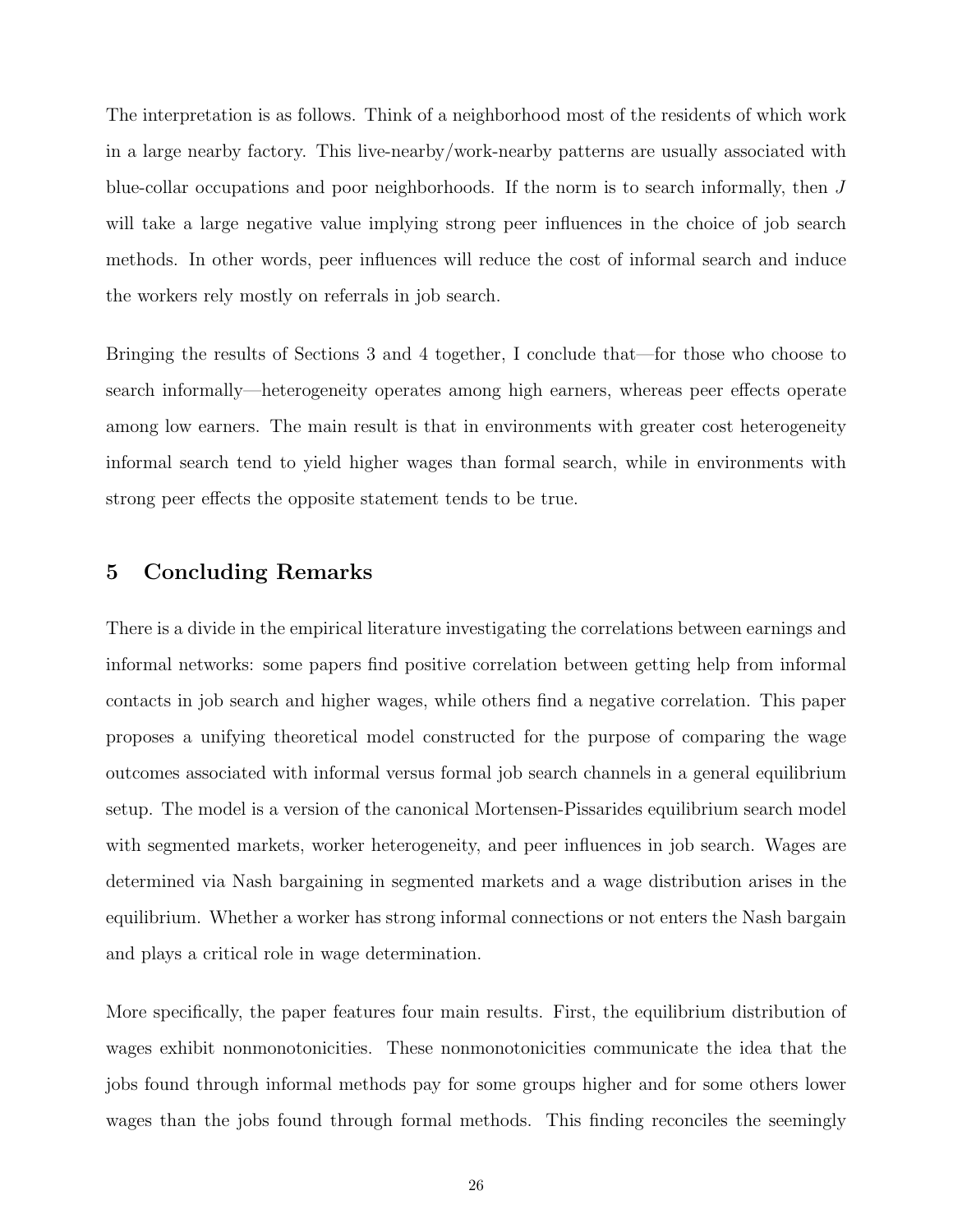The interpretation is as follows. Think of a neighborhood most of the residents of which work in a large nearby factory. This live-nearby/work-nearby patterns are usually associated with blue-collar occupations and poor neighborhoods. If the norm is to search informally, then $J$ will take a large negative value implying strong peer influences in the choice of job search methods. In other words, peer influences will reduce the cost of informal search and induce the workers rely mostly on referrals in job search.

Bringing the results of Sections 3 and 4 together, I conclude that—for those who choose to search informally—heterogeneity operates among high earners, whereas peer effects operate among low earners. The main result is that in environments with greater cost heterogeneity informal search tend to yield higher wages than formal search, while in environments with strong peer effects the opposite statement tends to be true.

## 5 Concluding Remarks

There is a divide in the empirical literature investigating the correlations between earnings and informal networks: some papers find positive correlation between getting help from informal contacts in job search and higher wages, while others find a negative correlation. This paper proposes a unifying theoretical model constructed for the purpose of comparing the wage outcomes associated with informal versus formal job search channels in a general equilibrium setup. The model is a version of the canonical Mortensen-Pissarides equilibrium search model with segmented markets, worker heterogeneity, and peer influences in job search. Wages are determined via Nash bargaining in segmented markets and a wage distribution arises in the equilibrium. Whether a worker has strong informal connections or not enters the Nash bargain and plays a critical role in wage determination.

More specifically, the paper features four main results. First, the equilibrium distribution of wages exhibit nonmonotonicities. These nonmonotonicities communicate the idea that the jobs found through informal methods pay for some groups higher and for some others lower wages than the jobs found through formal methods. This finding reconciles the seemingly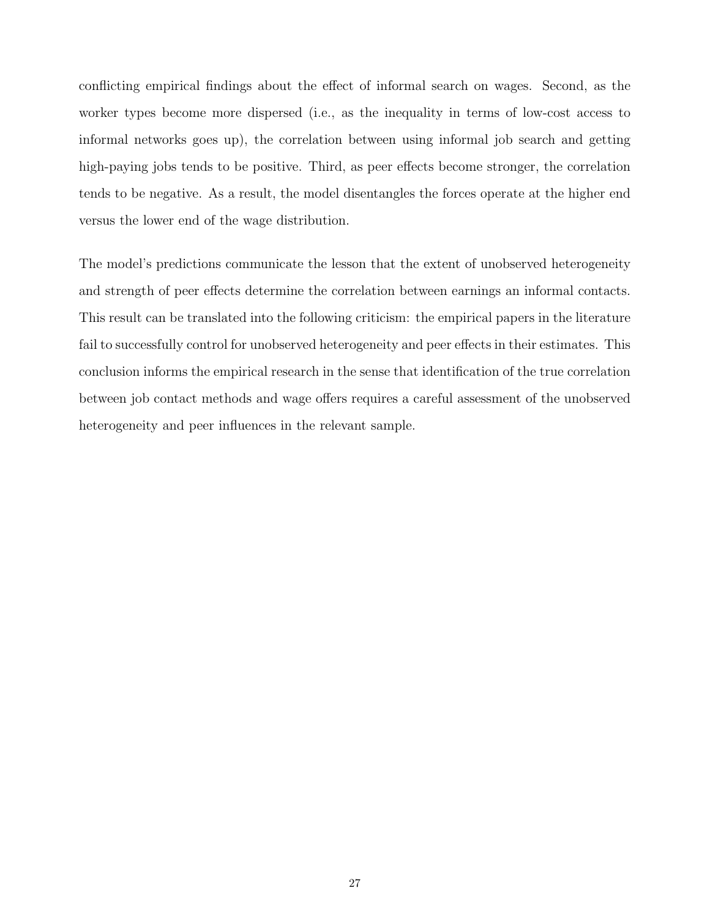conflicting empirical findings about the effect of informal search on wages. Second, as the worker types become more dispersed (i.e., as the inequality in terms of low-cost access to informal networks goes up), the correlation between using informal job search and getting high-paying jobs tends to be positive. Third, as peer effects become stronger, the correlation tends to be negative. As a result, the model disentangles the forces operate at the higher end versus the lower end of the wage distribution.

The model's predictions communicate the lesson that the extent of unobserved heterogeneity and strength of peer effects determine the correlation between earnings an informal contacts. This result can be translated into the following criticism: the empirical papers in the literature fail to successfully control for unobserved heterogeneity and peer effects in their estimates. This conclusion informs the empirical research in the sense that identification of the true correlation between job contact methods and wage offers requires a careful assessment of the unobserved heterogeneity and peer influences in the relevant sample.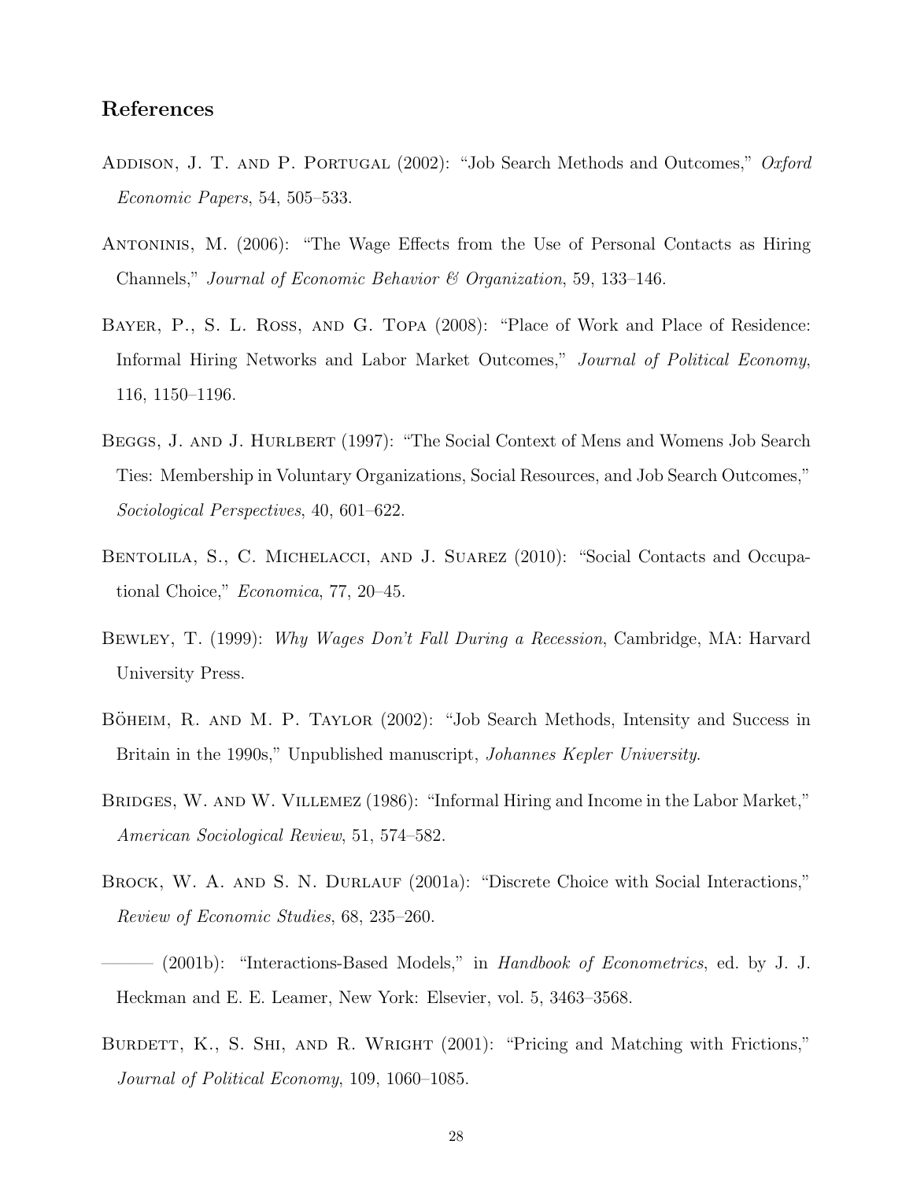## References

Addison, J. T. and P. Portugal (2002): "Job Search Methods and Outcomes," *Oxford Economic Papers*, 54, 505–533.

Antoninis, M. (2006): "The Wage Effects from the Use of Personal Contacts as Hiring Channels," *Journal of Economic Behavior & Organization*, 59, 133–146.

Bayer, P., S. L. Ross, and G. Topa (2008): "Place of Work and Place of Residence: Informal Hiring Networks and Labor Market Outcomes," *Journal of Political Economy*, 116, 1150–1196.

Beggs, J. and J. Hurlbert (1997): "The Social Context of Mens and Womens Job Search Ties: Membership in Voluntary Organizations, Social Resources, and Job Search Outcomes," *Sociological Perspectives*, 40, 601–622.

Bentolila, S., C. Michelacci, and J. Suarez (2010): "Social Contacts and Occupational Choice," *Economica*, 77, 20–45.

Bewley, T. (1999): *Why Wages Don't Fall During a Recession*, Cambridge, MA: Harvard University Press.

Böheim, R. and M. P. Taylor (2002): "Job Search Methods, Intensity and Success in Britain in the 1990s," Unpublished manuscript, *Johannes Kepler University*.

Bridges, W. and W. Villemez (1986): "Informal Hiring and Income in the Labor Market," *American Sociological Review*, 51, 574–582.

Brock, W. A. and S. N. Durlauf (2001a): "Discrete Choice with Social Interactions," *Review of Economic Studies*, 68, 235–260.

——— (2001b): "Interactions-Based Models," in *Handbook of Econometrics*, ed. by J. J. Heckman and E. E. Leamer, New York: Elsevier, vol. 5, 3463–3568.

Burdett, K., S. Shi, and R. Wright (2001): "Pricing and Matching with Frictions," *Journal of Political Economy*, 109, 1060–1085.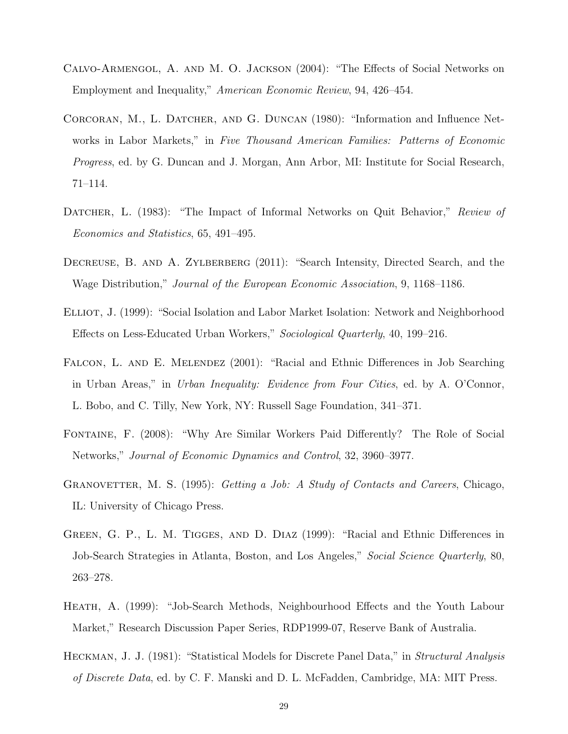Calvo-Armengol, A. and M. O. Jackson (2004): "The Effects of Social Networks on Employment and Inequality," *American Economic Review*, 94, 426–454.

Corcoran, M., L. Datcher, and G. Duncan (1980): "Information and Influence Networks in Labor Markets," in *Five Thousand American Families: Patterns of Economic Progress*, ed. by G. Duncan and J. Morgan, Ann Arbor, MI: Institute for Social Research, 71–114.

Datcher, L. (1983): "The Impact of Informal Networks on Quit Behavior," *Review of Economics and Statistics*, 65, 491–495.

Decreuse, B. and A. Zylberberg (2011): "Search Intensity, Directed Search, and the Wage Distribution," *Journal of the European Economic Association*, 9, 1168–1186.

Elliot, J. (1999): "Social Isolation and Labor Market Isolation: Network and Neighborhood Effects on Less-Educated Urban Workers," *Sociological Quarterly*, 40, 199–216.

Falcon, L. and E. Melendez (2001): "Racial and Ethnic Differences in Job Searching in Urban Areas," in *Urban Inequality: Evidence from Four Cities*, ed. by A. O'Connor, L. Bobo, and C. Tilly, New York, NY: Russell Sage Foundation, 341–371.

Fontaine, F. (2008): "Why Are Similar Workers Paid Differently? The Role of Social Networks," *Journal of Economic Dynamics and Control*, 32, 3960–3977.

Granovetter, M. S. (1995): *Getting a Job: A Study of Contacts and Careers*, Chicago, IL: University of Chicago Press.

Green, G. P., L. M. Tigges, and D. Diaz (1999): "Racial and Ethnic Differences in Job-Search Strategies in Atlanta, Boston, and Los Angeles," *Social Science Quarterly*, 80, 263–278.

Heath, A. (1999): "Job-Search Methods, Neighbourhood Effects and the Youth Labour Market," Research Discussion Paper Series, RDP1999-07, Reserve Bank of Australia.

Heckman, J. J. (1981): "Statistical Models for Discrete Panel Data," in *Structural Analysis of Discrete Data*, ed. by C. F. Manski and D. L. McFadden, Cambridge, MA: MIT Press.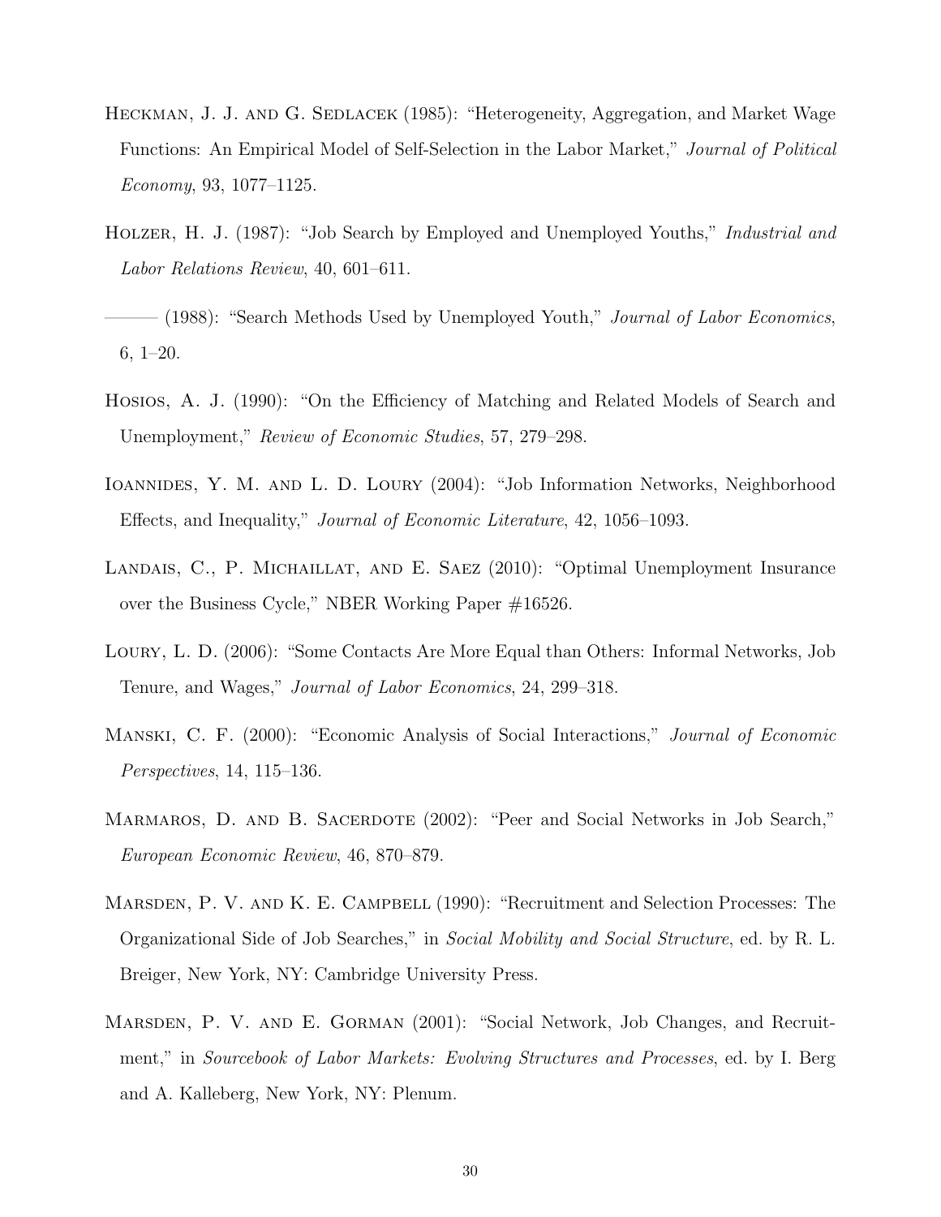Heckman, J. J. and G. Sedlacek (1985): "Heterogeneity, Aggregation, and Market Wage Functions: An Empirical Model of Self-Selection in the Labor Market," *Journal of Political Economy*, 93, 1077–1125.

Holzer, H. J. (1987): "Job Search by Employed and Unemployed Youths," *Industrial and Labor Relations Review*, 40, 601–611.

——— (1988): "Search Methods Used by Unemployed Youth," *Journal of Labor Economics*, 6, 1–20.

Hosios, A. J. (1990): "On the Efficiency of Matching and Related Models of Search and Unemployment," *Review of Economic Studies*, 57, 279–298.

Ioannides, Y. M. and L. D. Loury (2004): "Job Information Networks, Neighborhood Effects, and Inequality," *Journal of Economic Literature*, 42, 1056–1093.

Landais, C., P. Michaillat, and E. Saez (2010): "Optimal Unemployment Insurance over the Business Cycle," NBER Working Paper #16526.

Loury, L. D. (2006): "Some Contacts Are More Equal than Others: Informal Networks, Job Tenure, and Wages," *Journal of Labor Economics*, 24, 299–318.

Manski, C. F. (2000): "Economic Analysis of Social Interactions," *Journal of Economic Perspectives*, 14, 115–136.

Marmaros, D. and B. Sacerdote (2002): "Peer and Social Networks in Job Search," *European Economic Review*, 46, 870–879.

Marsden, P. V. and K. E. Campbell (1990): "Recruitment and Selection Processes: The Organizational Side of Job Searches," in *Social Mobility and Social Structure*, ed. by R. L. Breiger, New York, NY: Cambridge University Press.

Marsden, P. V. and E. Gorman (2001): "Social Network, Job Changes, and Recruitment," in *Sourcebook of Labor Markets: Evolving Structures and Processes*, ed. by I. Berg and A. Kalleberg, New York, NY: Plenum.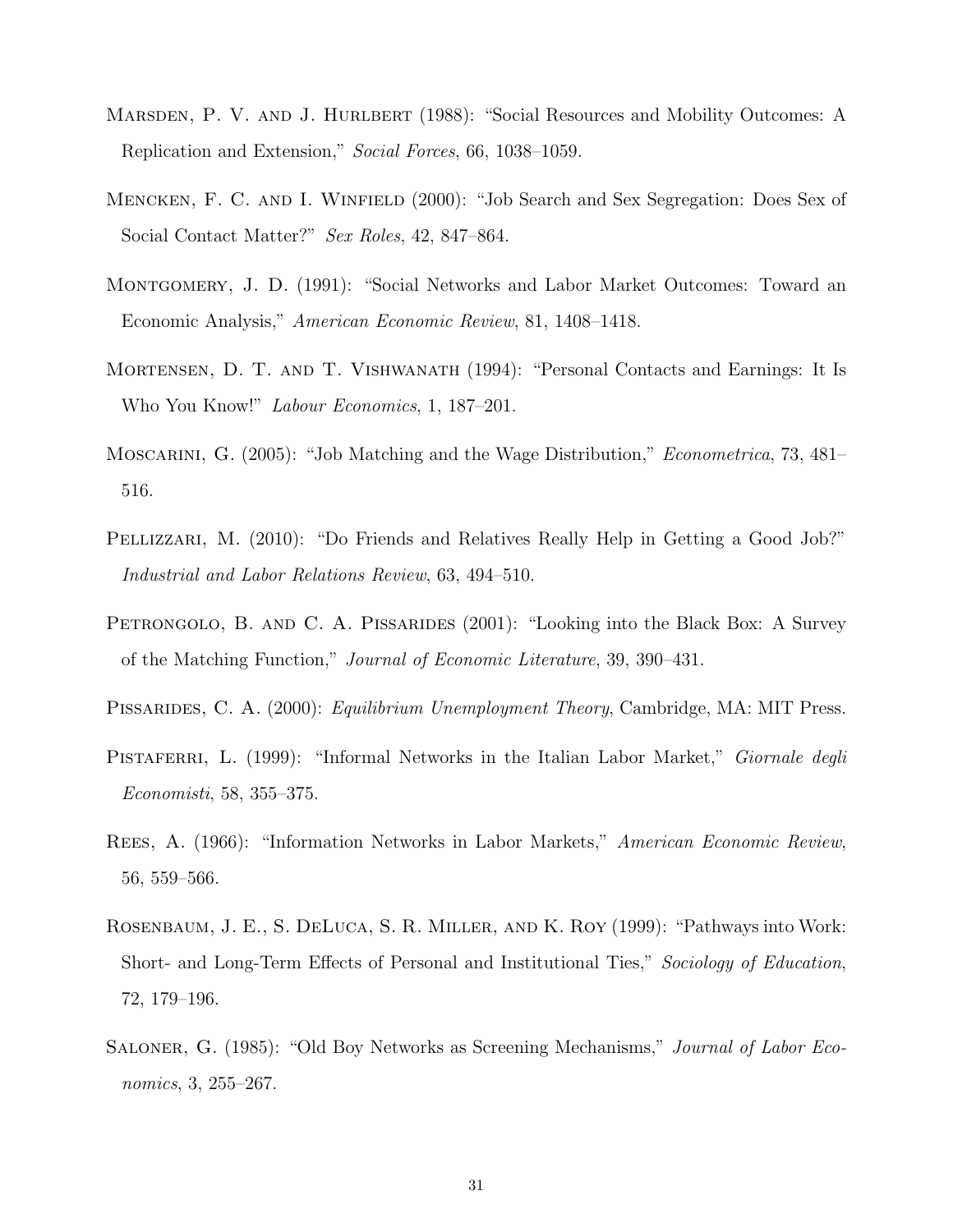Marsden, P. V. and J. Hurlbert (1988): "Social Resources and Mobility Outcomes: A Replication and Extension," *Social Forces*, 66, 1038–1059.

Mencken, F. C. and I. Winfield (2000): "Job Search and Sex Segregation: Does Sex of Social Contact Matter?" *Sex Roles*, 42, 847–864.

Montgomery, J. D. (1991): "Social Networks and Labor Market Outcomes: Toward an Economic Analysis," *American Economic Review*, 81, 1408–1418.

Mortensen, D. T. and T. Vishwanath (1994): "Personal Contacts and Earnings: It Is Who You Know!" *Labour Economics*, 1, 187–201.

Moscarini, G. (2005): "Job Matching and the Wage Distribution," *Econometrica*, 73, 481–516.

Pellizzari, M. (2010): "Do Friends and Relatives Really Help in Getting a Good Job?" *Industrial and Labor Relations Review*, 63, 494–510.

Petrongolo, B. and C. A. Pissarides (2001): "Looking into the Black Box: A Survey of the Matching Function," *Journal of Economic Literature*, 39, 390–431.

Pissarides, C. A. (2000): *Equilibrium Unemployment Theory*, Cambridge, MA: MIT Press.

Pistaferri, L. (1999): "Informal Networks in the Italian Labor Market," *Giornale degli Economisti*, 58, 355–375.

Rees, A. (1966): "Information Networks in Labor Markets," *American Economic Review*, 56, 559–566.

Rosenbaum, J. E., S. DeLuca, S. R. Miller, and K. Roy (1999): "Pathways into Work: Short- and Long-Term Effects of Personal and Institutional Ties," *Sociology of Education*, 72, 179–196.

Saloner, G. (1985): "Old Boy Networks as Screening Mechanisms," *Journal of Labor Economics*, 3, 255–267.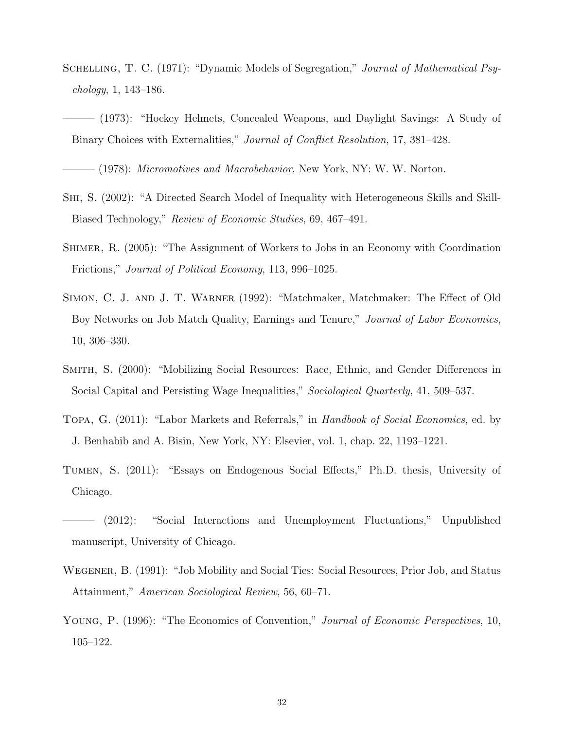Schelling, T. C. (1971): "Dynamic Models of Segregation," *Journal of Mathematical Psychology*, 1, 143–186.

——— (1973): "Hockey Helmets, Concealed Weapons, and Daylight Savings: A Study of Binary Choices with Externalities," *Journal of Conflict Resolution*, 17, 381–428.

——— (1978): *Micromotives and Macrobehavior*, New York, NY: W. W. Norton.

Shi, S. (2002): "A Directed Search Model of Inequality with Heterogeneous Skills and Skill-Biased Technology," *Review of Economic Studies*, 69, 467–491.

Shimer, R. (2005): "The Assignment of Workers to Jobs in an Economy with Coordination Frictions," *Journal of Political Economy*, 113, 996–1025.

Simon, C. J. and J. T. Warner (1992): "Matchmaker, Matchmaker: The Effect of Old Boy Networks on Job Match Quality, Earnings and Tenure," *Journal of Labor Economics*, 10, 306–330.

Smith, S. (2000): "Mobilizing Social Resources: Race, Ethnic, and Gender Differences in Social Capital and Persisting Wage Inequalities," *Sociological Quarterly*, 41, 509–537.

Topa, G. (2011): "Labor Markets and Referrals," in *Handbook of Social Economics*, ed. by J. Benhabib and A. Bisin, New York, NY: Elsevier, vol. 1, chap. 22, 1193–1221.

Tumen, S. (2011): "Essays on Endogenous Social Effects," Ph.D. thesis, University of Chicago.

——— (2012): "Social Interactions and Unemployment Fluctuations," Unpublished manuscript, University of Chicago.

Wegener, B. (1991): "Job Mobility and Social Ties: Social Resources, Prior Job, and Status Attainment," *American Sociological Review*, 56, 60–71.

Young, P. (1996): "The Economics of Convention," *Journal of Economic Perspectives*, 10, 105–122.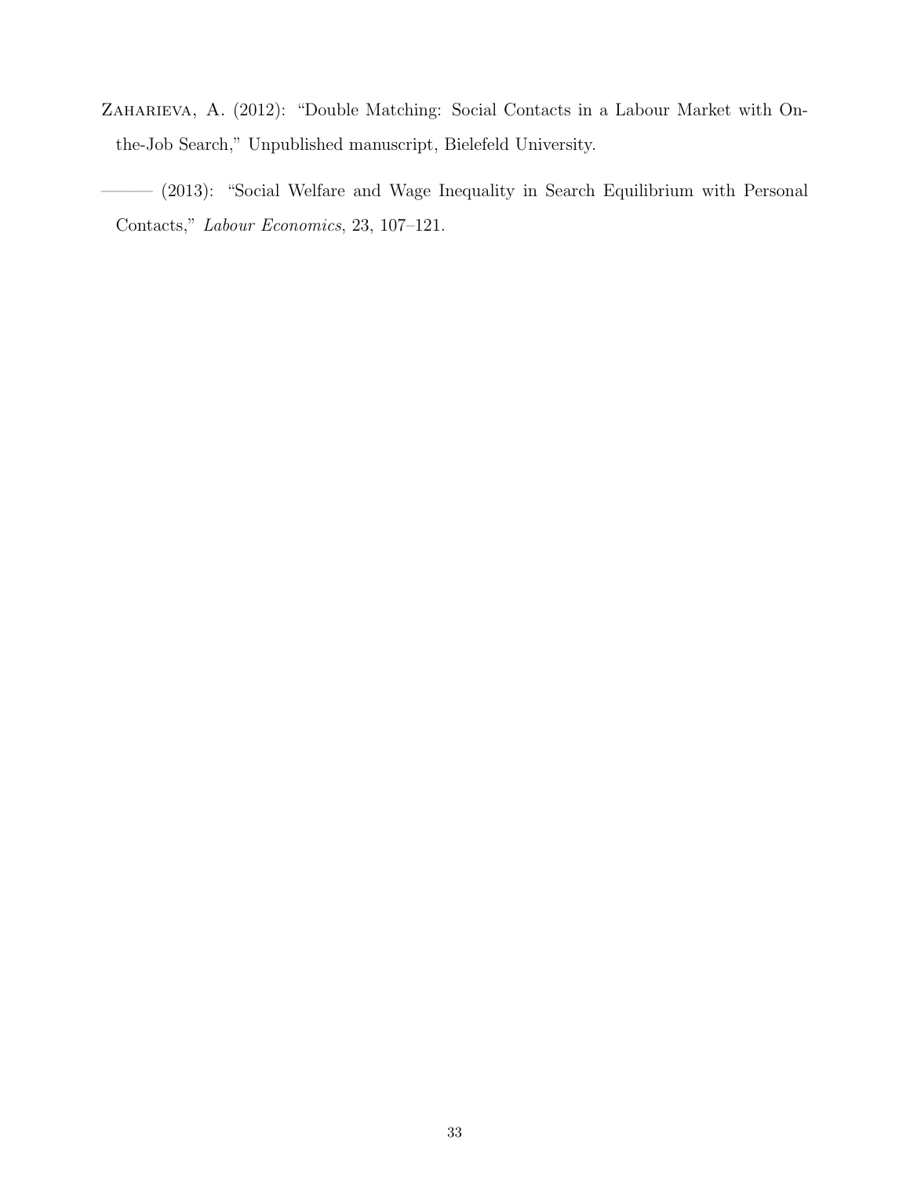Zaharieva, A. (2012): "Double Matching: Social Contacts in a Labour Market with On-the-Job Search," Unpublished manuscript, Bielefeld University.

——— (2013): "Social Welfare and Wage Inequality in Search Equilibrium with Personal Contacts," *Labour Economics*, 23, 107–121.